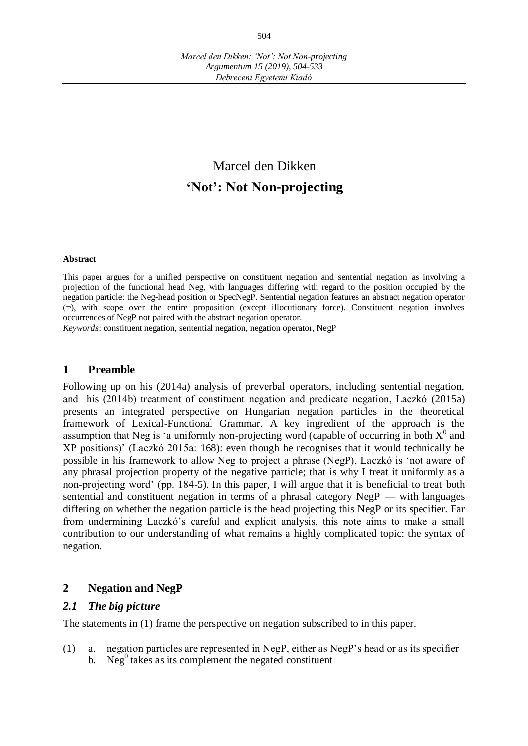# Marcel den Dikken

# 'Not': Not Non-projecting

**Abstract**

This paper argues for a unified perspective on constituent negation and sentential negation as involving a projection of the functional head Neg, with languages differing with regard to the position occupied by the negation particle: the Neg-head position or SpecNegP. Sentential negation features an abstract negation operator (¬), with scope over the entire proposition (except illocutionary force). Constituent negation involves occurrences of NegP not paired with the abstract negation operator.

*Keywords*: constituent negation, sentential negation, negation operator, NegP

## 1 Preamble

Following up on his (2014a) analysis of preverbal operators, including sentential negation, and his (2014b) treatment of constituent negation and predicate negation, Laczkó (2015a) presents an integrated perspective on Hungarian negation particles in the theoretical framework of Lexical-Functional Grammar. A key ingredient of the approach is the assumption that Neg is 'a uniformly non-projecting word (capable of occurring in both $X^0$ and XP positions)' (Laczkó 2015a: 168): even though he recognises that it would technically be possible in his framework to allow Neg to project a phrase (NegP), Laczkó is 'not aware of any phrasal projection property of the negative particle; that is why I treat it uniformly as a non-projecting word' (pp. 184-5). In this paper, I will argue that it is beneficial to treat both sentential and constituent negation in terms of a phrasal category NegP — with languages differing on whether the negation particle is the head projecting this NegP or its specifier. Far from undermining Laczkó's careful and explicit analysis, this note aims to make a small contribution to our understanding of what remains a highly complicated topic: the syntax of negation.

## 2 Negation and NegP

### *2.1 The big picture*

The statements in (1) frame the perspective on negation subscribed to in this paper.

(1) a. negation particles are represented in NegP, either as NegP's head or as its specifier
    b. $Neg^0$ takes as its complement the negated constituent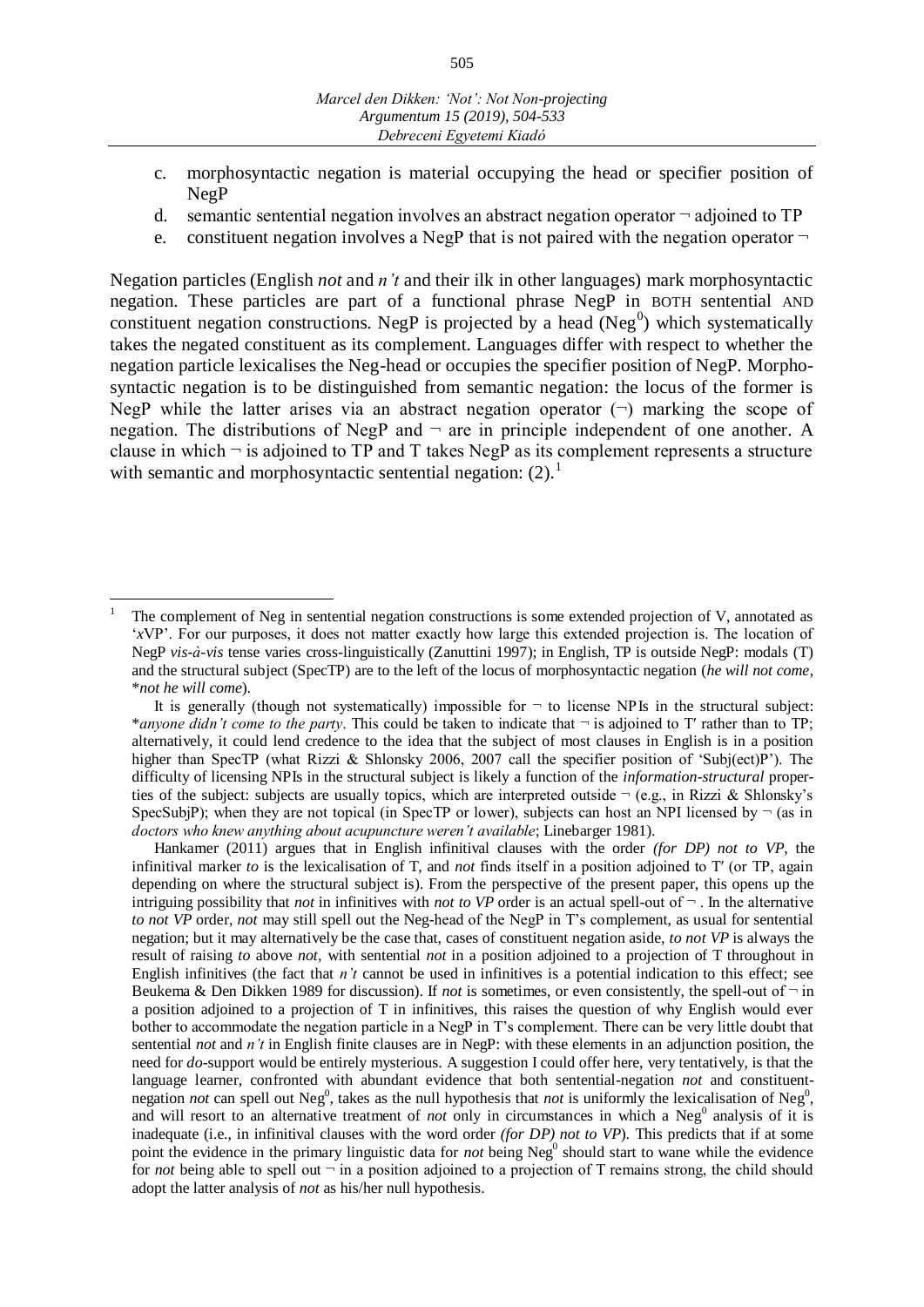c. morphosyntactic negation is material occupying the head or specifier position of NegP
d. semantic sentential negation involves an abstract negation operator ¬ adjoined to TP
e. constituent negation involves a NegP that is not paired with the negation operator ¬

Negation particles (English *not* and *n't* and their ilk in other languages) mark morphosyntactic negation. These particles are part of a functional phrase NegP in BOTH sentential AND constituent negation constructions. NegP is projected by a head ($Neg^0$) which systematically takes the negated constituent as its complement. Languages differ with respect to whether the negation particle lexicalises the Neg-head or occupies the specifier position of NegP. Morphosyntactic negation is to be distinguished from semantic negation: the locus of the former is NegP while the latter arises via an abstract negation operator (¬) marking the scope of negation. The distributions of NegP and ¬ are in principle independent of one another. A clause in which ¬ is adjoined to TP and T takes NegP as its complement represents a structure with semantic and morphosyntactic sentential negation: (2).[1]

---

[1] The complement of Neg in sentential negation constructions is some extended projection of V, annotated as '*x*VP'. For our purposes, it does not matter exactly how large this extended projection is. The location of NegP *vis-à-vis* tense varies cross-linguistically (Zanuttini 1997); in English, TP is outside NegP: modals (T) and the structural subject (SpecTP) are to the left of the locus of morphosyntactic negation (*he will not come*, \**not he will come*).

It is generally (though not systematically) impossible for ¬ to license NPIs in the structural subject: \**anyone didn't come to the party*. This could be taken to indicate that ¬ is adjoined to T′ rather than to TP; alternatively, it could lend credence to the idea that the subject of most clauses in English is in a position higher than SpecTP (what Rizzi & Shlonsky 2006, 2007 call the specifier position of 'Subj(ect)P'). The difficulty of licensing NPIs in the structural subject is likely a function of the *information-structural* properties of the subject: subjects are usually topics, which are interpreted outside ¬ (e.g., in Rizzi & Shlonsky's SpecSubjP); when they are not topical (in SpecTP or lower), subjects can host an NPI licensed by ¬ (as in *doctors who knew anything about acupuncture weren't available*; Linebarger 1981).

Hankamer (2011) argues that in English infinitival clauses with the order *(for DP) not to VP*, the infinitival marker *to* is the lexicalisation of T, and *not* finds itself in a position adjoined to T′ (or TP, again depending on where the structural subject is). From the perspective of the present paper, this opens up the intriguing possibility that *not* in infinitives with *not to VP* order is an actual spell-out of ¬ . In the alternative *to not VP* order, *not* may still spell out the Neg-head of the NegP in T's complement, as usual for sentential negation; but it may alternatively be the case that, cases of constituent negation aside, *to not VP* is always the result of raising *to* above *not*, with sentential *not* in a position adjoined to a projection of T throughout in English infinitives (the fact that *n't* cannot be used in infinitives is a potential indication to this effect; see Beukema & Den Dikken 1989 for discussion). If *not* is sometimes, or even consistently, the spell-out of ¬ in a position adjoined to a projection of T in infinitives, this raises the question of why English would ever bother to accommodate the negation particle in a NegP in T's complement. There can be very little doubt that sentential *not* and *n't* in English finite clauses are in NegP: with these elements in an adjunction position, the need for *do*-support would be entirely mysterious. A suggestion I could offer here, very tentatively, is that the language learner, confronted with abundant evidence that both sentential-negation *not* and constituent-negation *not* can spell out $Neg^0$, takes as the null hypothesis that *not* is uniformly the lexicalisation of $Neg^0$, and will resort to an alternative treatment of *not* only in circumstances in which a $Neg^0$ analysis of it is inadequate (i.e., in infinitival clauses with the word order *(for DP) not to VP*). This predicts that if at some point the evidence in the primary linguistic data for *not* being $Neg^0$ should start to wane while the evidence for *not* being able to spell out ¬ in a position adjoined to a projection of T remains strong, the child should adopt the latter analysis of *not* as his/her null hypothesis.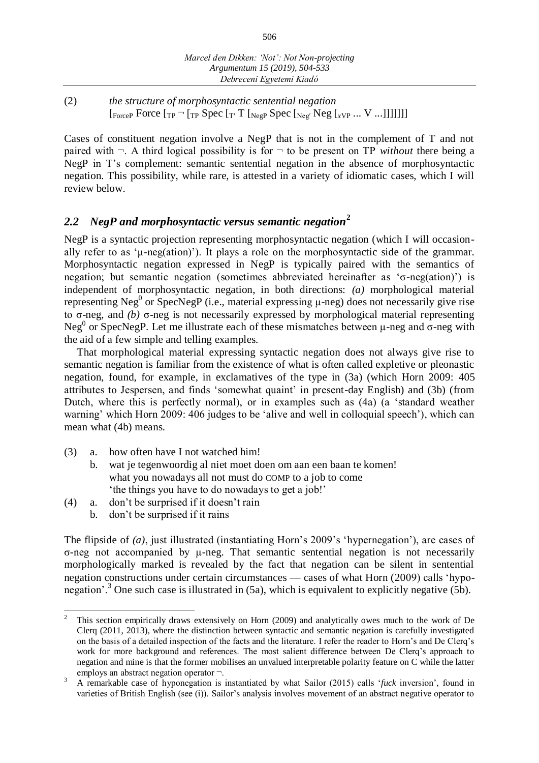(2) *the structure of morphosyntactic sentential negation*
[$_{\text{ForceP}}$ Force [$_{\text{TP}}$ ¬ [$_{\text{TP}}$ Spec [$_{\text{T}'}$ T [$_{\text{NegP}}$ Spec [$_{\text{Neg}'}$ Neg [$_{x\text{VP}}$ ... V ...]]]]]]]

Cases of constituent negation involve a NegP that is not in the complement of T and not paired with ¬. A third logical possibility is for ¬ to be present on TP *without* there being a NegP in T's complement: semantic sentential negation in the absence of morphosyntactic negation. This possibility, while rare, is attested in a variety of idiomatic cases, which I will review below.

## *2.2 NegP and morphosyntactic versus semantic negation*[2]

NegP is a syntactic projection representing morphosyntactic negation (which I will occasionally refer to as 'μ-neg(ation)'). It plays a role on the morphosyntactic side of the grammar. Morphosyntactic negation expressed in NegP is typically paired with the semantics of negation; but semantic negation (sometimes abbreviated hereinafter as 'σ-neg(ation)') is independent of morphosyntactic negation, in both directions: *(a)* morphological material representing $\text{Neg}^0$ or SpecNegP (i.e., material expressing μ-neg) does not necessarily give rise to σ-neg, and *(b)* σ-neg is not necessarily expressed by morphological material representing $\text{Neg}^0$ or SpecNegP. Let me illustrate each of these mismatches between μ-neg and σ-neg with the aid of a few simple and telling examples.

That morphological material expressing syntactic negation does not always give rise to semantic negation is familiar from the existence of what is often called expletive or pleonastic negation, found, for example, in exclamatives of the type in (3a) (which Horn 2009: 405 attributes to Jespersen, and finds 'somewhat quaint' in present-day English) and (3b) (from Dutch, where this is perfectly normal), or in examples such as (4a) (a 'standard weather warning' which Horn 2009: 406 judges to be 'alive and well in colloquial speech'), which can mean what (4b) means.

(3) a. how often have I not watched him!
    b. wat je tegenwoordig al niet moet doen om aan een baan te komen!
       what you nowadays all not must do COMP to a job to come
       'the things you have to do nowadays to get a job!'

(4) a. don't be surprised if it doesn't rain
    b. don't be surprised if it rains

The flipside of *(a)*, just illustrated (instantiating Horn's 2009's 'hypernegation'), are cases of σ-neg not accompanied by μ-neg. That semantic sentential negation is not necessarily morphologically marked is revealed by the fact that negation can be silent in sentential negation constructions under certain circumstances — cases of what Horn (2009) calls 'hyponegation'.[3] One such case is illustrated in (5a), which is equivalent to explicitly negative (5b).

---

[2] This section empirically draws extensively on Horn (2009) and analytically owes much to the work of De Clerq (2011, 2013), where the distinction between syntactic and semantic negation is carefully investigated on the basis of a detailed inspection of the facts and the literature. I refer the reader to Horn's and De Clerq's work for more background and references. The most salient difference between De Clerq's approach to negation and mine is that the former mobilises an unvalued interpretable polarity feature on C while the latter employs an abstract negation operator ¬.

[3] A remarkable case of hyponegation is instantiated by what Sailor (2015) calls '*fuck* inversion', found in varieties of British English (see (i)). Sailor's analysis involves movement of an abstract negative operator to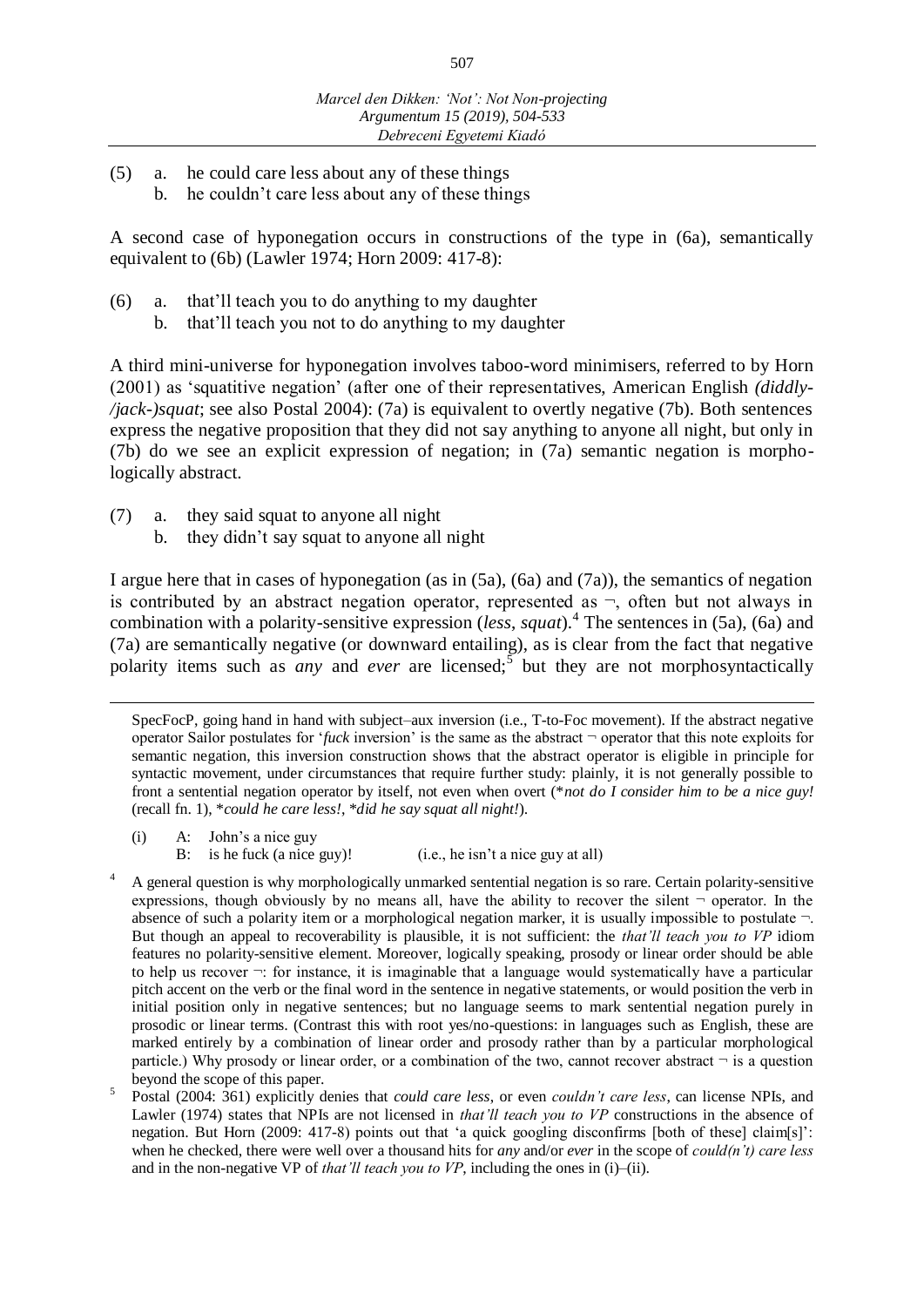(5) a. he could care less about any of these things
    b. he couldn't care less about any of these things

A second case of hyponegation occurs in constructions of the type in (6a), semantically equivalent to (6b) (Lawler 1974; Horn 2009: 417-8):

(6) a. that'll teach you to do anything to my daughter
    b. that'll teach you not to do anything to my daughter

A third mini-universe for hyponegation involves taboo-word minimisers, referred to by Horn (2001) as 'squatitive negation' (after one of their representatives, American English *(diddly-/jack-)squat*; see also Postal 2004): (7a) is equivalent to overtly negative (7b). Both sentences express the negative proposition that they did not say anything to anyone all night, but only in (7b) do we see an explicit expression of negation; in (7a) semantic negation is morphologically abstract.

(7) a. they said squat to anyone all night
    b. they didn't say squat to anyone all night

I argue here that in cases of hyponegation (as in (5a), (6a) and (7a)), the semantics of negation is contributed by an abstract negation operator, represented as ¬, often but not always in combination with a polarity-sensitive expression (*less*, *squat*).[4] The sentences in (5a), (6a) and (7a) are semantically negative (or downward entailing), as is clear from the fact that negative polarity items such as *any* and *ever* are licensed;[5] but they are not morphosyntactically

---

SpecFocP, going hand in hand with subject–aux inversion (i.e., T-to-Foc movement). If the abstract negative operator Sailor postulates for '*fuck* inversion' is the same as the abstract ¬ operator that this note exploits for semantic negation, this inversion construction shows that the abstract operator is eligible in principle for syntactic movement, under circumstances that require further study: plainly, it is not generally possible to front a sentential negation operator by itself, not even when overt (\**not do I consider him to be a nice guy!* (recall fn. 1), \**could he care less!*, \**did he say squat all night!*).

(i) A: John's a nice guy
    B: is he fuck (a nice guy)! (i.e., he isn't a nice guy at all)

[4] A general question is why morphologically unmarked sentential negation is so rare. Certain polarity-sensitive expressions, though obviously by no means all, have the ability to recover the silent ¬ operator. In the absence of such a polarity item or a morphological negation marker, it is usually impossible to postulate ¬. But though an appeal to recoverability is plausible, it is not sufficient: the *that'll teach you to VP* idiom features no polarity-sensitive element. Moreover, logically speaking, prosody or linear order should be able to help us recover ¬: for instance, it is imaginable that a language would systematically have a particular pitch accent on the verb or the final word in the sentence in negative statements, or would position the verb in initial position only in negative sentences; but no language seems to mark sentential negation purely in prosodic or linear terms. (Contrast this with root yes/no-questions: in languages such as English, these are marked entirely by a combination of linear order and prosody rather than by a particular morphological particle.) Why prosody or linear order, or a combination of the two, cannot recover abstract ¬ is a question beyond the scope of this paper.

[5] Postal (2004: 361) explicitly denies that *could care less*, or even *couldn't care less*, can license NPIs, and Lawler (1974) states that NPIs are not licensed in *that'll teach you to VP* constructions in the absence of negation. But Horn (2009: 417-8) points out that 'a quick googling disconfirms [both of these] claim[s]': when he checked, there were well over a thousand hits for *any* and/or *ever* in the scope of *could(n't) care less* and in the non-negative VP of *that'll teach you to VP*, including the ones in (i)–(ii).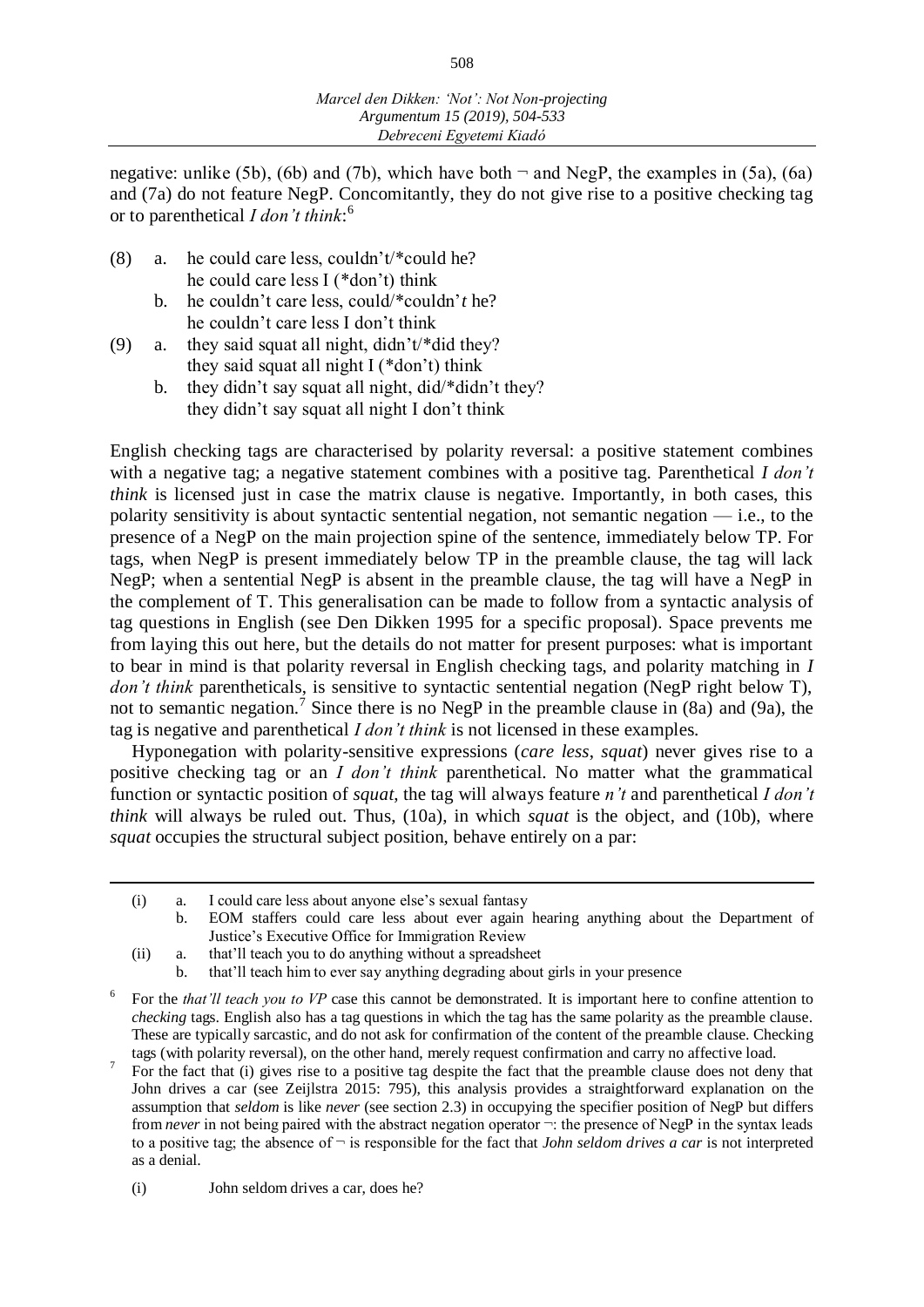negative: unlike (5b), (6b) and (7b), which have both ¬ and NegP, the examples in (5a), (6a) and (7a) do not feature NegP. Concomitantly, they do not give rise to a positive checking tag or to parenthetical *I don't think*:[6]

(8) a. he could care less, couldn't/*could he?
 he could care less I (*don't) think
 b. he couldn't care less, could/*couldn'*t* he?
 he couldn't care less I don't think

(9) a. they said squat all night, didn't/*did they?
 they said squat all night I (*don't) think
 b. they didn't say squat all night, did/*didn't they?
 they didn't say squat all night I don't think

English checking tags are characterised by polarity reversal: a positive statement combines with a negative tag; a negative statement combines with a positive tag. Parenthetical *I don't think* is licensed just in case the matrix clause is negative. Importantly, in both cases, this polarity sensitivity is about syntactic sentential negation, not semantic negation — i.e., to the presence of a NegP on the main projection spine of the sentence, immediately below TP. For tags, when NegP is present immediately below TP in the preamble clause, the tag will lack NegP; when a sentential NegP is absent in the preamble clause, the tag will have a NegP in the complement of T. This generalisation can be made to follow from a syntactic analysis of tag questions in English (see Den Dikken 1995 for a specific proposal). Space prevents me from laying this out here, but the details do not matter for present purposes: what is important to bear in mind is that polarity reversal in English checking tags, and polarity matching in *I don't think* parentheticals, is sensitive to syntactic sentential negation (NegP right below T), not to semantic negation.[7] Since there is no NegP in the preamble clause in (8a) and (9a), the tag is negative and parenthetical *I don't think* is not licensed in these examples.

Hyponegation with polarity-sensitive expressions (*care less*, *squat*) never gives rise to a positive checking tag or an *I don't think* parenthetical. No matter what the grammatical function or syntactic position of *squat*, the tag will always feature *n't* and parenthetical *I don't think* will always be ruled out. Thus, (10a), in which *squat* is the object, and (10b), where *squat* occupies the structural subject position, behave entirely on a par:

---

(i) a. I could care less about anyone else's sexual fantasy
 b. EOM staffers could care less about ever again hearing anything about the Department of Justice's Executive Office for Immigration Review

(ii) a. that'll teach you to do anything without a spreadsheet
 b. that'll teach him to ever say anything degrading about girls in your presence

[6] For the *that'll teach you to VP* case this cannot be demonstrated. It is important here to confine attention to *checking* tags. English also has a tag questions in which the tag has the same polarity as the preamble clause. These are typically sarcastic, and do not ask for confirmation of the content of the preamble clause. Checking tags (with polarity reversal), on the other hand, merely request confirmation and carry no affective load.

[7] For the fact that (i) gives rise to a positive tag despite the fact that the preamble clause does not deny that John drives a car (see Zeijlstra 2015: 795), this analysis provides a straightforward explanation on the assumption that *seldom* is like *never* (see section 2.3) in occupying the specifier position of NegP but differs from *never* in not being paired with the abstract negation operator ¬: the presence of NegP in the syntax leads to a positive tag; the absence of ¬ is responsible for the fact that *John seldom drives a car* is not interpreted as a denial.

(i) John seldom drives a car, does he?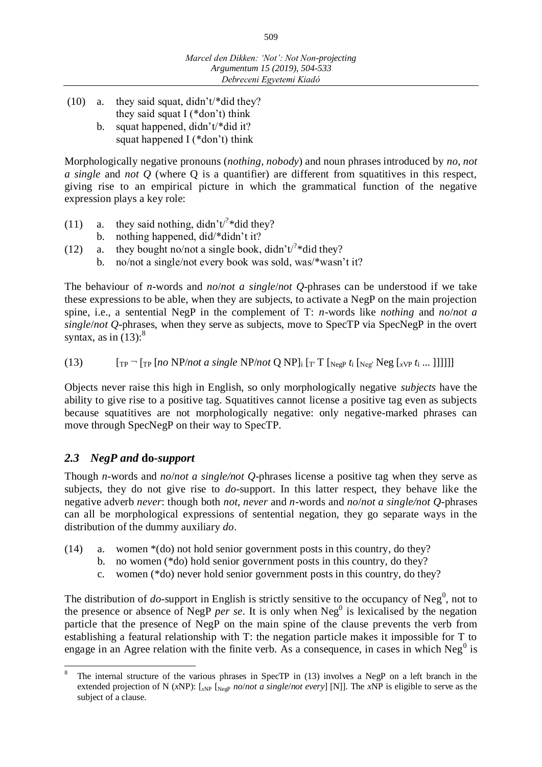(10) a. they said squat, didn't/*did they?
they said squat I (*don't) think
b. squat happened, didn't/*did it?
squat happened I (*don't) think

Morphologically negative pronouns (*nothing*, *nobody*) and noun phrases introduced by *no*, *not a single* and *not Q* (where Q is a quantifier) are different from squatitives in this respect, giving rise to an empirical picture in which the grammatical function of the negative expression plays a key role:

(11) a. they said nothing, didn't/$^{?}$*did they?
b. nothing happened, did/*didn't it?

(12) a. they bought no/not a single book, didn't/$^{?}$*did they?
b. no/not a single/not every book was sold, was/*wasn't it?

The behaviour of *n*-words and *no*/*not a single*/*not Q*-phrases can be understood if we take these expressions to be able, when they are subjects, to activate a NegP on the main projection spine, i.e., a sentential NegP in the complement of T: *n*-words like *nothing* and *no*/*not a single*/*not Q*-phrases, when they serve as subjects, move to SpecTP via SpecNegP in the overt syntax, as in (13):[8]

(13) $[_{TP}$ ¬ $[_{TP}$ [*no* NP/*not a single* NP/*not* Q NP]$_i$ $[_{T'}$ T $[_{NegP}$ $t_i$ $[_{Neg'}$ Neg $[_{xVP}$ $t_i$ ... ]]]]]]

Objects never raise this high in English, so only morphologically negative *subjects* have the ability to give rise to a positive tag. Squatitives cannot license a positive tag even as subjects because squatitives are not morphologically negative: only negative-marked phrases can move through SpecNegP on their way to SpecTP.

### *2.3 NegP and* **do***-support*

Though *n*-words and *no*/*not a single/not Q*-phrases license a positive tag when they serve as subjects, they do not give rise to *do*-support. In this latter respect, they behave like the negative adverb *never*: though both *not*, *never* and *n*-words and *no*/*not a single/not Q*-phrases can all be morphological expressions of sentential negation, they go separate ways in the distribution of the dummy auxiliary *do*.

(14) a. women *(do) not hold senior government posts in this country, do they?
b. no women (*do) hold senior government posts in this country, do they?
c. women (*do) never hold senior government posts in this country, do they?

The distribution of *do*-support in English is strictly sensitive to the occupancy of Neg$^0$, not to the presence or absence of NegP *per se*. It is only when Neg$^0$ is lexicalised by the negation particle that the presence of NegP on the main spine of the clause prevents the verb from establishing a featural relationship with T: the negation particle makes it impossible for T to engage in an Agree relation with the finite verb. As a consequence, in cases in which Neg$^0$ is

---

[8] The internal structure of the various phrases in SpecTP in (13) involves a NegP on a left branch in the extended projection of N (*x*NP): $[_{xNP}$ $[_{NegP}$ *no*/*not a single*/*not every*] [N]]. The *x*NP is eligible to serve as the subject of a clause.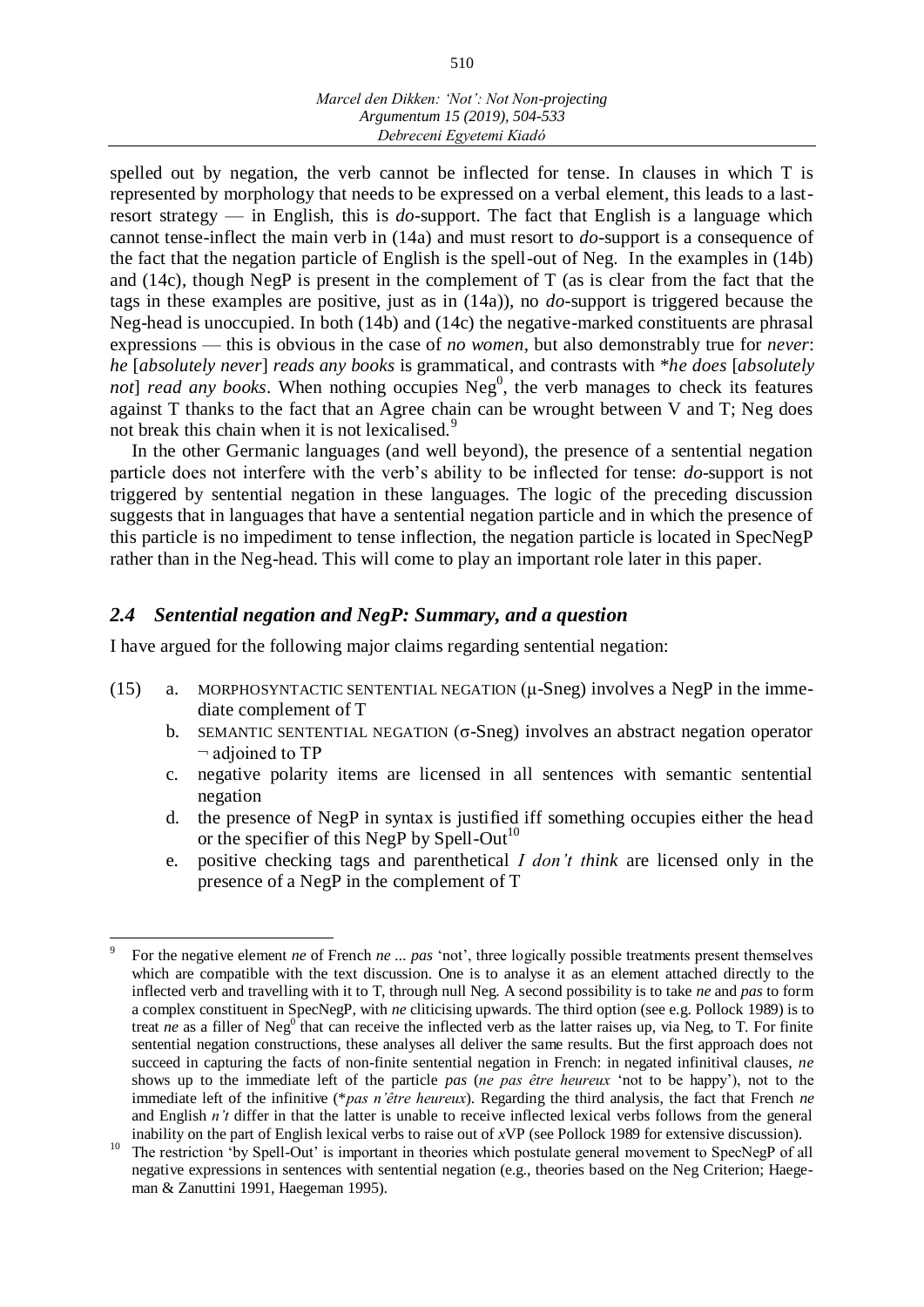spelled out by negation, the verb cannot be inflected for tense. In clauses in which T is represented by morphology that needs to be expressed on a verbal element, this leads to a last-resort strategy — in English, this is *do*-support. The fact that English is a language which cannot tense-inflect the main verb in (14a) and must resort to *do*-support is a consequence of the fact that the negation particle of English is the spell-out of Neg. In the examples in (14b) and (14c), though NegP is present in the complement of T (as is clear from the fact that the tags in these examples are positive, just as in (14a)), no *do*-support is triggered because the Neg-head is unoccupied. In both (14b) and (14c) the negative-marked constituents are phrasal expressions — this is obvious in the case of *no women*, but also demonstrably true for *never*: *he* [*absolutely never*] *reads any books* is grammatical, and contrasts with \**he does* [*absolutely not*] *read any books*. When nothing occupies $Neg^0$, the verb manages to check its features against T thanks to the fact that an Agree chain can be wrought between V and T; Neg does not break this chain when it is not lexicalised.[9]

In the other Germanic languages (and well beyond), the presence of a sentential negation particle does not interfere with the verb's ability to be inflected for tense: *do*-support is not triggered by sentential negation in these languages. The logic of the preceding discussion suggests that in languages that have a sentential negation particle and in which the presence of this particle is no impediment to tense inflection, the negation particle is located in SpecNegP rather than in the Neg-head. This will come to play an important role later in this paper.

## *2.4 Sentential negation and NegP: Summary, and a question*

I have argued for the following major claims regarding sentential negation:

(15) a. MORPHOSYNTACTIC SENTENTIAL NEGATION (μ-Sneg) involves a NegP in the immediate complement of T

b. SEMANTIC SENTENTIAL NEGATION (σ-Sneg) involves an abstract negation operator ¬ adjoined to TP

c. negative polarity items are licensed in all sentences with semantic sentential negation

d. the presence of NegP in syntax is justified iff something occupies either the head or the specifier of this NegP by Spell-Out[10]

e. positive checking tags and parenthetical *I don't think* are licensed only in the presence of a NegP in the complement of T

---

[9] For the negative element *ne* of French *ne ... pas* 'not', three logically possible treatments present themselves which are compatible with the text discussion. One is to analyse it as an element attached directly to the inflected verb and travelling with it to T, through null Neg. A second possibility is to take *ne* and *pas* to form a complex constituent in SpecNegP, with *ne* cliticising upwards. The third option (see e.g. Pollock 1989) is to treat *ne* as a filler of $Neg^0$ that can receive the inflected verb as the latter raises up, via Neg, to T. For finite sentential negation constructions, these analyses all deliver the same results. But the first approach does not succeed in capturing the facts of non-finite sentential negation in French: in negated infinitival clauses, *ne* shows up to the immediate left of the particle *pas* (*ne pas être heureux* 'not to be happy'), not to the immediate left of the infinitive (\**pas n'être heureux*). Regarding the third analysis, the fact that French *ne* and English *n't* differ in that the latter is unable to receive inflected lexical verbs follows from the general inability on the part of English lexical verbs to raise out of *x*VP (see Pollock 1989 for extensive discussion).

[10] The restriction 'by Spell-Out' is important in theories which postulate general movement to SpecNegP of all negative expressions in sentences with sentential negation (e.g., theories based on the Neg Criterion; Haegeman & Zanuttini 1991, Haegeman 1995).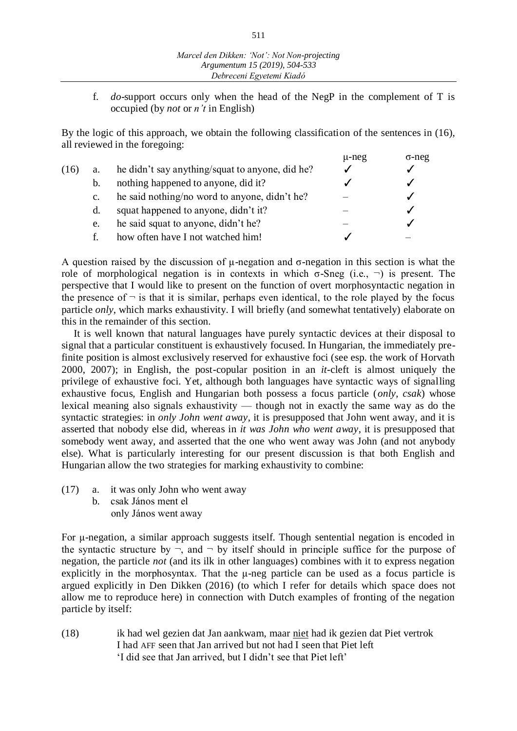f. *do*-support occurs only when the head of the NegP in the complement of T is occupied (by *not* or *n't* in English)

By the logic of this approach, we obtain the following classification of the sentences in (16), all reviewed in the foregoing:

| | | | μ-neg | σ-neg |
|---|---|---|---|---|
| (16) | a. | he didn't say anything/squat to anyone, did he? | ✓ | ✓ |
| | b. | nothing happened to anyone, did it? | ✓ | ✓ |
| | c. | he said nothing/no word to anyone, didn't he? | – | ✓ |
| | d. | squat happened to anyone, didn't it? | – | ✓ |
| | e. | he said squat to anyone, didn't he? | – | ✓ |
| | f. | how often have I not watched him! | ✓ | – |

A question raised by the discussion of μ-negation and σ-negation in this section is what the role of morphological negation is in contexts in which σ-Sneg (i.e., ¬) is present. The perspective that I would like to present on the function of overt morphosyntactic negation in the presence of ¬ is that it is similar, perhaps even identical, to the role played by the focus particle *only*, which marks exhaustivity. I will briefly (and somewhat tentatively) elaborate on this in the remainder of this section.

It is well known that natural languages have purely syntactic devices at their disposal to signal that a particular constituent is exhaustively focused. In Hungarian, the immediately pre-finite position is almost exclusively reserved for exhaustive foci (see esp. the work of Horvath 2000, 2007); in English, the post-copular position in an *it*-cleft is almost uniquely the privilege of exhaustive foci. Yet, although both languages have syntactic ways of signalling exhaustive focus, English and Hungarian both possess a focus particle (*only*, *csak*) whose lexical meaning also signals exhaustivity — though not in exactly the same way as do the syntactic strategies: in *only John went away*, it is presupposed that John went away, and it is asserted that nobody else did, whereas in *it was John who went away*, it is presupposed that somebody went away, and asserted that the one who went away was John (and not anybody else). What is particularly interesting for our present discussion is that both English and Hungarian allow the two strategies for marking exhaustivity to combine:

(17) a. it was only John who went away
     b. csak János ment el
        only János went away

For μ-negation, a similar approach suggests itself. Though sentential negation is encoded in the syntactic structure by ¬, and ¬ by itself should in principle suffice for the purpose of negation, the particle *not* (and its ilk in other languages) combines with it to express negation explicitly in the morphosyntax. That the μ-neg particle can be used as a focus particle is argued explicitly in Den Dikken (2016) (to which I refer for details which space does not allow me to reproduce here) in connection with Dutch examples of fronting of the negation particle by itself:

(18) ik had wel gezien dat Jan aankwam, maar <u>niet</u> had ik gezien dat Piet vertrok
     I had AFF seen that Jan arrived but not had I seen that Piet left
     'I did see that Jan arrived, but I didn't see that Piet left'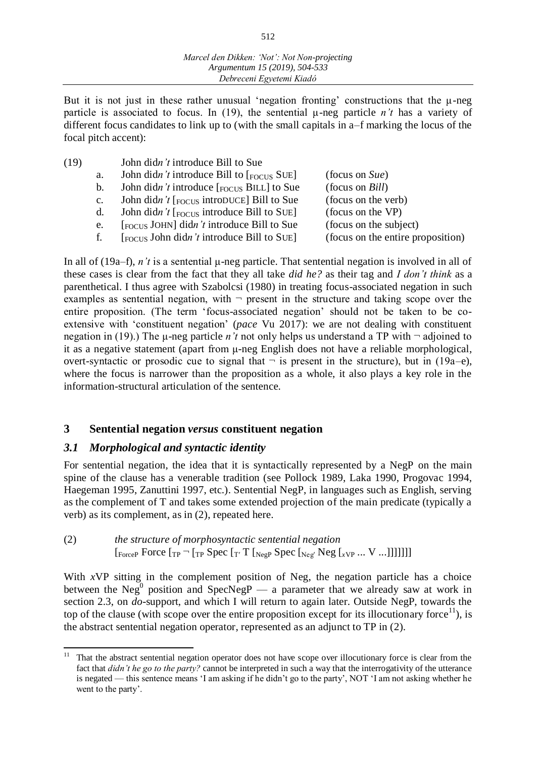But it is not just in these rather unusual 'negation fronting' constructions that the μ-neg particle is associated to focus. In (19), the sentential μ-neg particle *n't* has a variety of different focus candidates to link up to (with the small capitals in a–f marking the locus of the focal pitch accent):

(19) John did*n't* introduce Bill to Sue

| | | |
|---|---|---|
| a. | John did*n't* introduce Bill to [$_{\text{FOCUS}}$ SUE] | (focus on *Sue*) |
| b. | John did*n't* introduce [$_{\text{FOCUS}}$ BILL] to Sue | (focus on *Bill*) |
| c. | John did*n't* [$_{\text{FOCUS}}$ introDUCE] Bill to Sue | (focus on the verb) |
| d. | John did*n't* [$_{\text{FOCUS}}$ introduce Bill to SUE] | (focus on the VP) |
| e. | [$_{\text{FOCUS}}$ JOHN] did*n't* introduce Bill to Sue | (focus on the subject) |
| f. | [$_{\text{FOCUS}}$ John did*n't* introduce Bill to SUE] | (focus on the entire proposition) |

In all of (19a–f), *n't* is a sentential μ-neg particle. That sentential negation is involved in all of these cases is clear from the fact that they all take *did he?* as their tag and *I don't think* as a parenthetical. I thus agree with Szabolcsi (1980) in treating focus-associated negation in such examples as sentential negation, with ¬ present in the structure and taking scope over the entire proposition. (The term 'focus-associated negation' should not be taken to be co-extensive with 'constituent negation' (*pace* Vu 2017): we are not dealing with constituent negation in (19).) The μ-neg particle *n't* not only helps us understand a TP with ¬ adjoined to it as a negative statement (apart from μ-neg English does not have a reliable morphological, overt-syntactic or prosodic cue to signal that ¬ is present in the structure), but in (19a–e), where the focus is narrower than the proposition as a whole, it also plays a key role in the information-structural articulation of the sentence.

## 3 Sentential negation *versus* constituent negation

### *3.1 Morphological and syntactic identity*

For sentential negation, the idea that it is syntactically represented by a NegP on the main spine of the clause has a venerable tradition (see Pollock 1989, Laka 1990, Progovac 1994, Haegeman 1995, Zanuttini 1997, etc.). Sentential NegP, in languages such as English, serving as the complement of T and takes some extended projection of the main predicate (typically a verb) as its complement, as in (2), repeated here.

(2) *the structure of morphosyntactic sentential negation*
[$_{\text{ForceP}}$ Force [$_{\text{TP}}$ ¬ [$_{\text{TP}}$ Spec [$_{\text{T'}}$ T [$_{\text{NegP}}$ Spec [$_{\text{Neg'}}$ Neg [$_{x\text{VP}}$ ... V ...]]]]]]]

With *x*VP sitting in the complement position of Neg, the negation particle has a choice between the $\text{Neg}^0$ position and SpecNegP — a parameter that we already saw at work in section 2.3, on *do*-support, and which I will return to again later. Outside NegP, towards the top of the clause (with scope over the entire proposition except for its illocutionary force[11]), is the abstract sentential negation operator, represented as an adjunct to TP in (2).

[11] That the abstract sentential negation operator does not have scope over illocutionary force is clear from the fact that *didn't he go to the party?* cannot be interpreted in such a way that the interrogativity of the utterance is negated — this sentence means 'I am asking if he didn't go to the party', NOT 'I am not asking whether he went to the party'.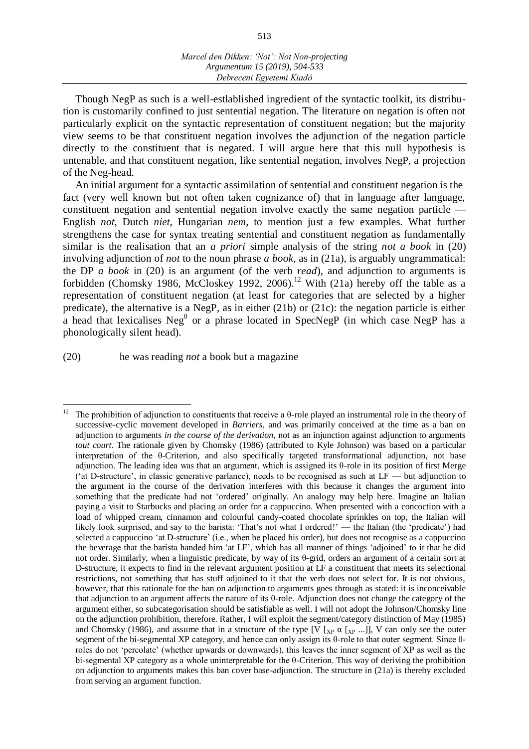Though NegP as such is a well-estlablished ingredient of the syntactic toolkit, its distribution is customarily confined to just sentential negation. The literature on negation is often not particularly explicit on the syntactic representation of constituent negation; but the majority view seems to be that constituent negation involves the adjunction of the negation particle directly to the constituent that is negated. I will argue here that this null hypothesis is untenable, and that constituent negation, like sentential negation, involves NegP, a projection of the Neg-head.

An initial argument for a syntactic assimilation of sentential and constituent negation is the fact (very well known but not often taken cognizance of) that in language after language, constituent negation and sentential negation involve exactly the same negation particle — English *not*, Dutch *niet*, Hungarian *nem*, to mention just a few examples. What further strengthens the case for syntax treating sentential and constituent negation as fundamentally similar is the realisation that an *a priori* simple analysis of the string *not a book* in (20) involving adjunction of *not* to the noun phrase *a book*, as in (21a), is arguably ungrammatical: the DP *a book* in (20) is an argument (of the verb *read*), and adjunction to arguments is forbidden (Chomsky 1986, McCloskey 1992, 2006).[12] With (21a) hereby off the table as a representation of constituent negation (at least for categories that are selected by a higher predicate), the alternative is a NegP, as in either (21b) or (21c): the negation particle is either a head that lexicalises $Neg^0$ or a phrase located in SpecNegP (in which case NegP has a phonologically silent head).

(20) he was reading *not* a book but a magazine

---

[12] The prohibition of adjunction to constituents that receive a θ-role played an instrumental role in the theory of successive-cyclic movement developed in *Barriers*, and was primarily conceived at the time as a ban on adjunction to arguments *in the course of the derivation*, not as an injunction against adjunction to arguments *tout court*. The rationale given by Chomsky (1986) (attributed to Kyle Johnson) was based on a particular interpretation of the θ-Criterion, and also specifically targeted transformational adjunction, not base adjunction. The leading idea was that an argument, which is assigned its θ-role in its position of first Merge ('at D-structure', in classic generative parlance), needs to be recognised as such at LF — but adjunction to the argument in the course of the derivation interferes with this because it changes the argument into something that the predicate had not 'ordered' originally. An analogy may help here. Imagine an Italian paying a visit to Starbucks and placing an order for a cappuccino. When presented with a concoction with a load of whipped cream, cinnamon and colourful candy-coated chocolate sprinkles on top, the Italian will likely look surprised, and say to the barista: 'That's not what I ordered!' — the Italian (the 'predicate') had selected a cappuccino 'at D-structure' (i.e., when he placed his order), but does not recognise as a cappuccino the beverage that the barista handed him 'at LF', which has all manner of things 'adjoined' to it that he did not order. Similarly, when a linguistic predicate, by way of its θ-grid, orders an argument of a certain sort at D-structure, it expects to find in the relevant argument position at LF a constituent that meets its selectional restrictions, not something that has stuff adjoined to it that the verb does not select for. It is not obvious, however, that this rationale for the ban on adjunction to arguments goes through as stated: it is inconceivable that adjunction to an argument affects the nature of its θ-role. Adjunction does not change the category of the argument either, so subcategorisation should be satisfiable as well. I will not adopt the Johnson/Chomsky line on the adjunction prohibition, therefore. Rather, I will exploit the segment/category distinction of May (1985) and Chomsky (1986), and assume that in a structure of the type $[V\ [_{XP}\ \alpha\ [_{XP}\ ...]]$, V can only see the outer segment of the bi-segmental XP category, and hence can only assign its θ-role to that outer segment. Since θ-roles do not 'percolate' (whether upwards or downwards), this leaves the inner segment of XP as well as the bi-segmental XP category as a whole uninterpretable for the θ-Criterion. This way of deriving the prohibition on adjunction to arguments makes this ban cover base-adjunction. The structure in (21a) is thereby excluded from serving an argument function.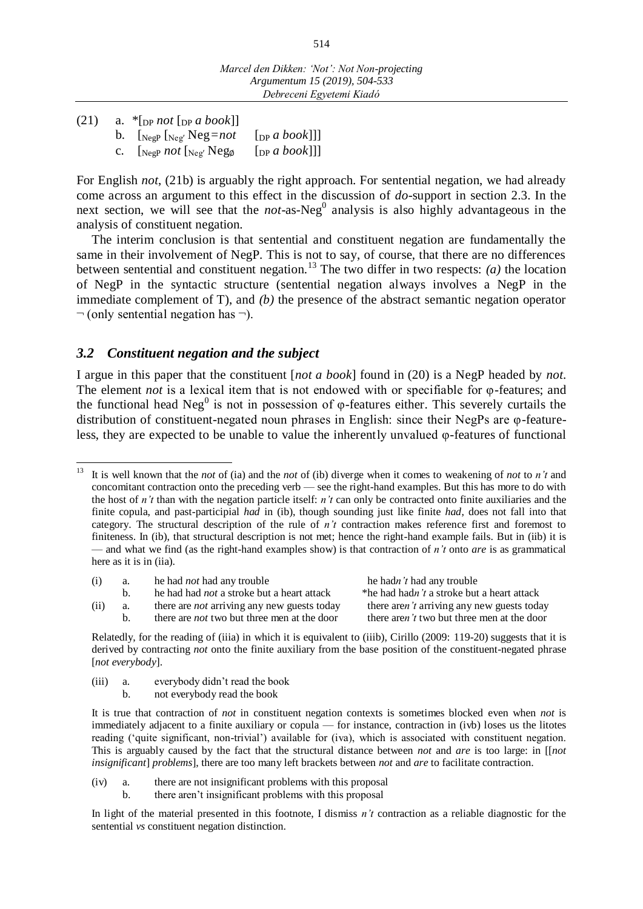(21) a. *[$_{\text{DP}}$ *not* [$_{\text{DP}}$ *a book*]]
   b. [$_{\text{NegP}}$ [$_{\text{Neg}'}$ Neg=*not* [$_{\text{DP}}$ *a book*]]]
   c. [$_{\text{NegP}}$ *not* [$_{\text{Neg}'}$ Neg$_{\emptyset}$ [$_{\text{DP}}$ *a book*]]]

For English *not*, (21b) is arguably the right approach. For sentential negation, we had already come across an argument to this effect in the discussion of *do*-support in section 2.3. In the next section, we will see that the *not*-as-Neg$^0$ analysis is also highly advantageous in the analysis of constituent negation.

The interim conclusion is that sentential and constituent negation are fundamentally the same in their involvement of NegP. This is not to say, of course, that there are no differences between sentential and constituent negation.[13] The two differ in two respects: *(a)* the location of NegP in the syntactic structure (sentential negation always involves a NegP in the immediate complement of T), and *(b)* the presence of the abstract semantic negation operator ¬ (only sentential negation has ¬).

### *3.2 Constituent negation and the subject*

I argue in this paper that the constituent [*not a book*] found in (20) is a NegP headed by *not*. The element *not* is a lexical item that is not endowed with or specifiable for φ-features; and the functional head Neg$^0$ is not in possession of φ-features either. This severely curtails the distribution of constituent-negated noun phrases in English: since their NegPs are φ-featureless, they are expected to be unable to value the inherently unvalued φ-features of functional

---

[13] It is well known that the *not* of (ia) and the *not* of (ib) diverge when it comes to weakening of *not* to *n't* and concomitant contraction onto the preceding verb — see the right-hand examples. But this has more to do with the host of *n't* than with the negation particle itself: *n't* can only be contracted onto finite auxiliaries and the finite copula, and past-participial *had* in (ib), though sounding just like finite *had*, does not fall into that category. The structural description of the rule of *n't* contraction makes reference first and foremost to finiteness. In (ib), that structural description is not met; hence the right-hand example fails. But in (iib) it is — and what we find (as the right-hand examples show) is that contraction of *n't* onto *are* is as grammatical here as it is in (iia).

(i) a. he had *not* had any trouble — he had*n't* had any trouble
  b. he had had *not* a stroke but a heart attack — *he had had*n't* a stroke but a heart attack
(ii) a. there are *not* arriving any new guests today — there are*n't* arriving any new guests today
  b. there are *not* two but three men at the door — there are*n't* two but three men at the door

Relatedly, for the reading of (iiia) in which it is equivalent to (iiib), Cirillo (2009: 119-20) suggests that it is derived by contracting *not* onto the finite auxiliary from the base position of the constituent-negated phrase [*not everybody*].

(iii) a. everybody didn't read the book
  b. not everybody read the book

It is true that contraction of *not* in constituent negation contexts is sometimes blocked even when *not* is immediately adjacent to a finite auxiliary or copula — for instance, contraction in (ivb) loses us the litotes reading ('quite significant, non-trivial') available for (iva), which is associated with constituent negation. This is arguably caused by the fact that the structural distance between *not* and *are* is too large: in [[*not insignificant*] *problems*], there are too many left brackets between *not* and *are* to facilitate contraction.

(iv) a. there are not insignificant problems with this proposal
  b. there aren't insignificant problems with this proposal

In light of the material presented in this footnote, I dismiss *n't* contraction as a reliable diagnostic for the sentential *vs* constituent negation distinction.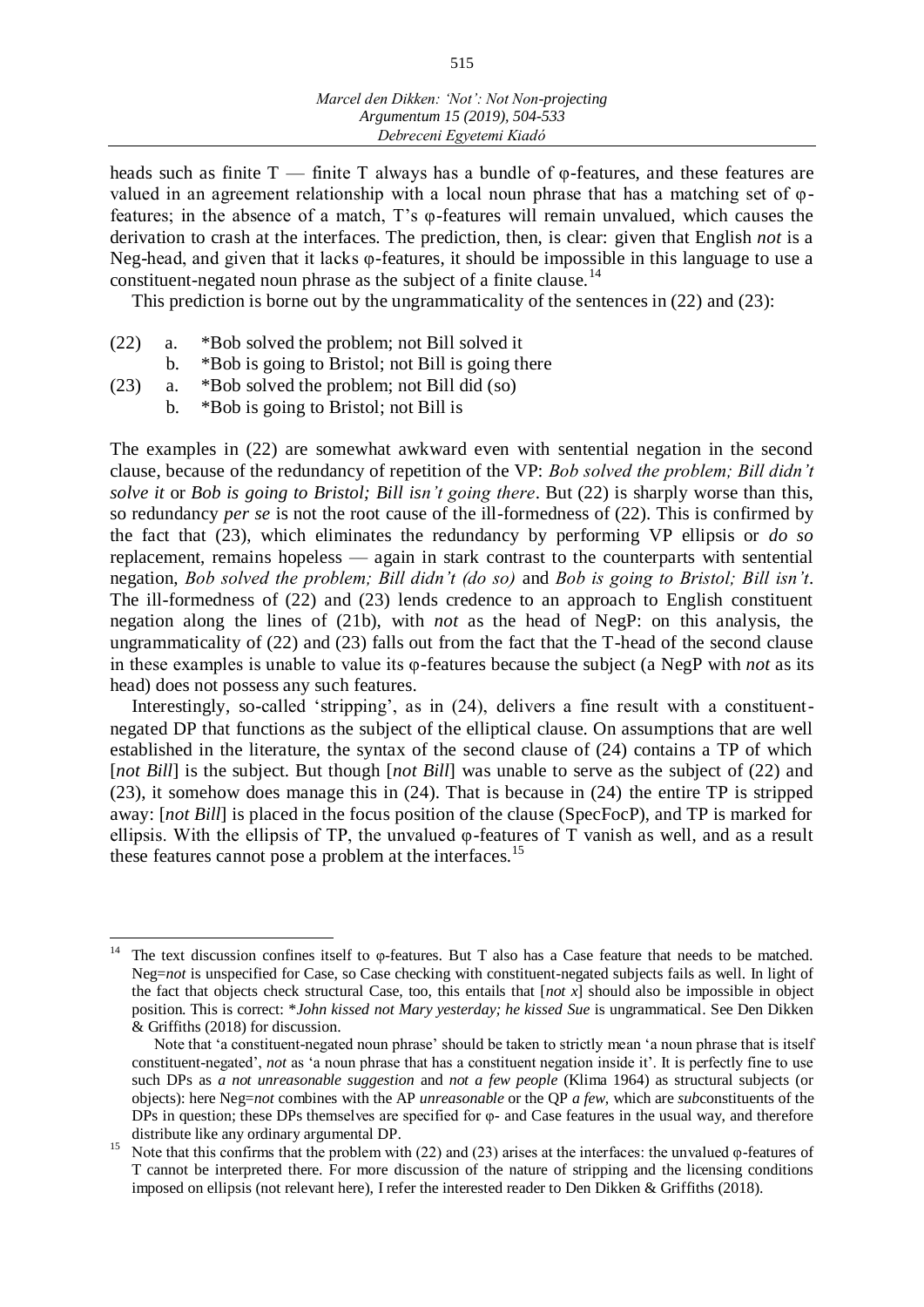heads such as finite T — finite T always has a bundle of φ-features, and these features are valued in an agreement relationship with a local noun phrase that has a matching set of φ-features; in the absence of a match, T's φ-features will remain unvalued, which causes the derivation to crash at the interfaces. The prediction, then, is clear: given that English *not* is a Neg-head, and given that it lacks φ-features, it should be impossible in this language to use a constituent-negated noun phrase as the subject of a finite clause.[14]

This prediction is borne out by the ungrammaticality of the sentences in (22) and (23):

(22) a. *Bob solved the problem; not Bill solved it
b. *Bob is going to Bristol; not Bill is going there

(23) a. *Bob solved the problem; not Bill did (so)
b. *Bob is going to Bristol; not Bill is

The examples in (22) are somewhat awkward even with sentential negation in the second clause, because of the redundancy of repetition of the VP: *Bob solved the problem; Bill didn't solve it* or *Bob is going to Bristol; Bill isn't going there*. But (22) is sharply worse than this, so redundancy *per se* is not the root cause of the ill-formedness of (22). This is confirmed by the fact that (23), which eliminates the redundancy by performing VP ellipsis or *do so* replacement, remains hopeless — again in stark contrast to the counterparts with sentential negation, *Bob solved the problem; Bill didn't (do so)* and *Bob is going to Bristol; Bill isn't*. The ill-formedness of (22) and (23) lends credence to an approach to English constituent negation along the lines of (21b), with *not* as the head of NegP: on this analysis, the ungrammaticality of (22) and (23) falls out from the fact that the T-head of the second clause in these examples is unable to value its φ-features because the subject (a NegP with *not* as its head) does not possess any such features.

Interestingly, so-called 'stripping', as in (24), delivers a fine result with a constituent-negated DP that functions as the subject of the elliptical clause. On assumptions that are well established in the literature, the syntax of the second clause of (24) contains a TP of which [*not Bill*] is the subject. But though [*not Bill*] was unable to serve as the subject of (22) and (23), it somehow does manage this in (24). That is because in (24) the entire TP is stripped away: [*not Bill*] is placed in the focus position of the clause (SpecFocP), and TP is marked for ellipsis. With the ellipsis of TP, the unvalued φ-features of T vanish as well, and as a result these features cannot pose a problem at the interfaces.[15]

---

[14] The text discussion confines itself to φ-features. But T also has a Case feature that needs to be matched. Neg=*not* is unspecified for Case, so Case checking with constituent-negated subjects fails as well. In light of the fact that objects check structural Case, too, this entails that [*not x*] should also be impossible in object position. This is correct: **John kissed not Mary yesterday; he kissed Sue* is ungrammatical. See Den Dikken & Griffiths (2018) for discussion.

Note that 'a constituent-negated noun phrase' should be taken to strictly mean 'a noun phrase that is itself constituent-negated', *not* as 'a noun phrase that has a constituent negation inside it'. It is perfectly fine to use such DPs as *a not unreasonable suggestion* and *not a few people* (Klima 1964) as structural subjects (or objects): here Neg=*not* combines with the AP *unreasonable* or the QP *a few*, which are *sub*constituents of the DPs in question; these DPs themselves are specified for φ- and Case features in the usual way, and therefore distribute like any ordinary argumental DP.

[15] Note that this confirms that the problem with (22) and (23) arises at the interfaces: the unvalued φ-features of T cannot be interpreted there. For more discussion of the nature of stripping and the licensing conditions imposed on ellipsis (not relevant here), I refer the interested reader to Den Dikken & Griffiths (2018).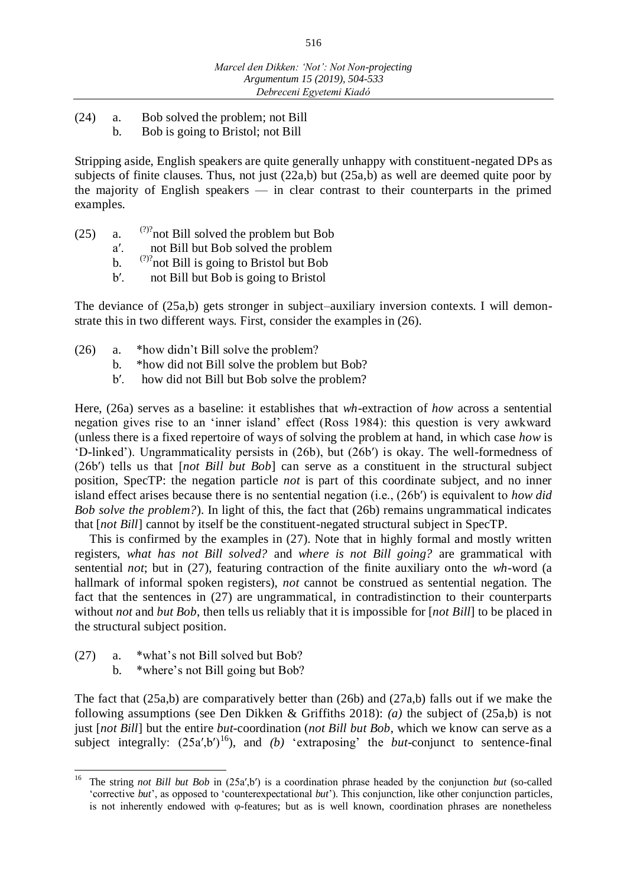(24) a. Bob solved the problem; not Bill
 b. Bob is going to Bristol; not Bill

Stripping aside, English speakers are quite generally unhappy with constituent-negated DPs as subjects of finite clauses. Thus, not just (22a,b) but (25a,b) as well are deemed quite poor by the majority of English speakers — in clear contrast to their counterparts in the primed examples.

(25) a. [(?)?]not Bill solved the problem but Bob
 a′. not Bill but Bob solved the problem
 b. [(?)?]not Bill is going to Bristol but Bob
 b′. not Bill but Bob is going to Bristol

The deviance of (25a,b) gets stronger in subject–auxiliary inversion contexts. I will demonstrate this in two different ways. First, consider the examples in (26).

(26) a. *how didn't Bill solve the problem?
 b. *how did not Bill solve the problem but Bob?
 b′. how did not Bill but Bob solve the problem?

Here, (26a) serves as a baseline: it establishes that *wh*-extraction of *how* across a sentential negation gives rise to an 'inner island' effect (Ross 1984): this question is very awkward (unless there is a fixed repertoire of ways of solving the problem at hand, in which case *how* is 'D-linked'). Ungrammaticality persists in (26b), but (26b′) is okay. The well-formedness of (26b′) tells us that [*not Bill but Bob*] can serve as a constituent in the structural subject position, SpecTP: the negation particle *not* is part of this coordinate subject, and no inner island effect arises because there is no sentential negation (i.e., (26b′) is equivalent to *how did Bob solve the problem?*). In light of this, the fact that (26b) remains ungrammatical indicates that [*not Bill*] cannot by itself be the constituent-negated structural subject in SpecTP.

This is confirmed by the examples in (27). Note that in highly formal and mostly written registers, *what has not Bill solved?* and *where is not Bill going?* are grammatical with sentential *not*; but in (27), featuring contraction of the finite auxiliary onto the *wh*-word (a hallmark of informal spoken registers), *not* cannot be construed as sentential negation. The fact that the sentences in (27) are ungrammatical, in contradistinction to their counterparts without *not* and *but Bob*, then tells us reliably that it is impossible for [*not Bill*] to be placed in the structural subject position.

(27) a. *what's not Bill solved but Bob?
 b. *where's not Bill going but Bob?

The fact that (25a,b) are comparatively better than (26b) and (27a,b) falls out if we make the following assumptions (see Den Dikken & Griffiths 2018): *(a)* the subject of (25a,b) is not just [*not Bill*] but the entire *but*-coordination (*not Bill but Bob*, which we know can serve as a subject integrally: (25a′,b′)[16]), and *(b)* 'extraposing' the *but*-conjunct to sentence-final

---

[16] The string *not Bill but Bob* in (25a′,b′) is a coordination phrase headed by the conjunction *but* (so-called 'corrective *but*', as opposed to 'counterexpectational *but*'). This conjunction, like other conjunction particles, is not inherently endowed with φ-features; but as is well known, coordination phrases are nonetheless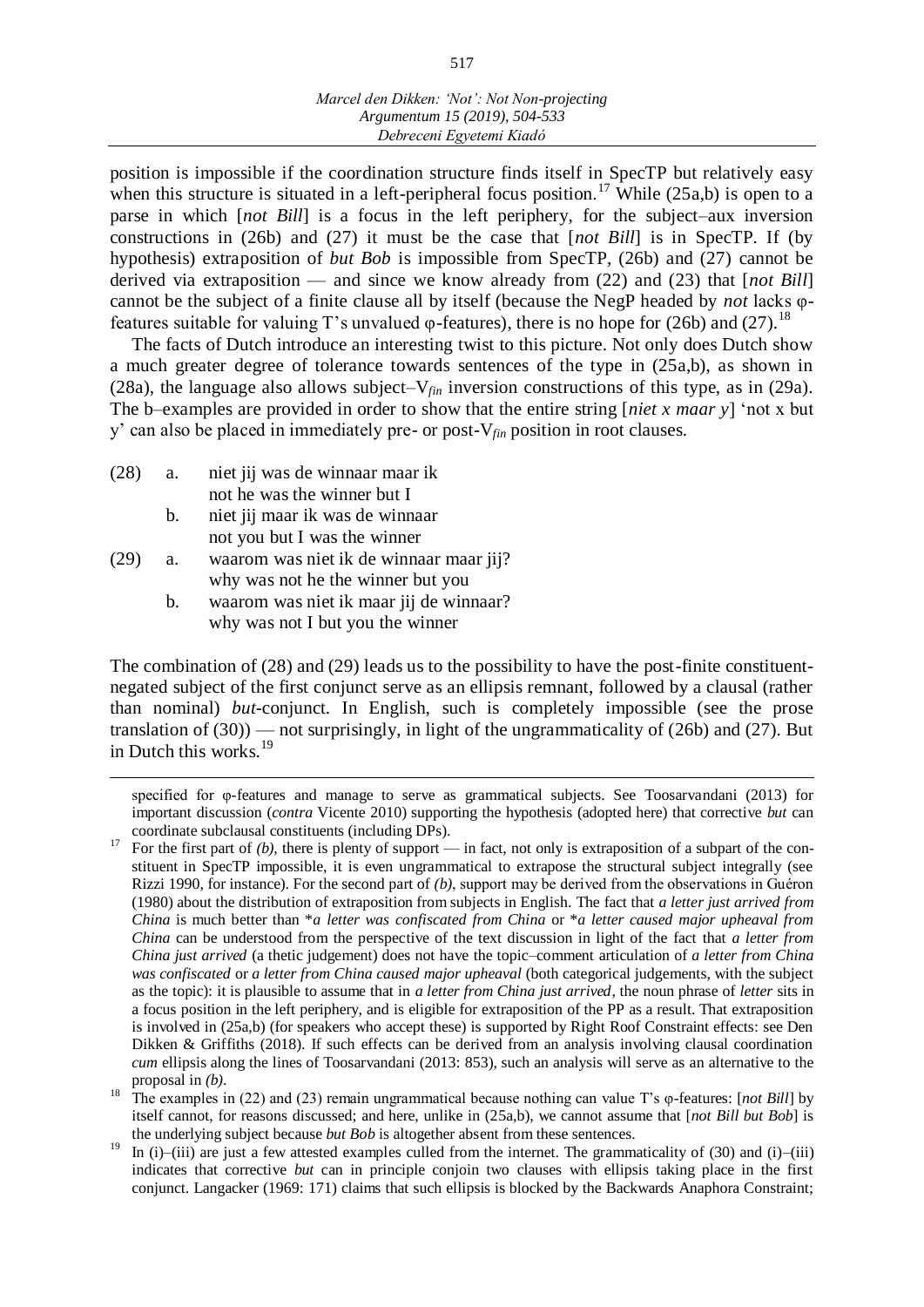position is impossible if the coordination structure finds itself in SpecTP but relatively easy when this structure is situated in a left-peripheral focus position.[17] While (25a,b) is open to a parse in which [*not Bill*] is a focus in the left periphery, for the subject–aux inversion constructions in (26b) and (27) it must be the case that [*not Bill*] is in SpecTP. If (by hypothesis) extraposition of *but Bob* is impossible from SpecTP, (26b) and (27) cannot be derived via extraposition — and since we know already from (22) and (23) that [*not Bill*] cannot be the subject of a finite clause all by itself (because the NegP headed by *not* lacks φ-features suitable for valuing T's unvalued φ-features), there is no hope for (26b) and (27).[18]

The facts of Dutch introduce an interesting twist to this picture. Not only does Dutch show a much greater degree of tolerance towards sentences of the type in (25a,b), as shown in (28a), the language also allows subject–$V_{fin}$ inversion constructions of this type, as in (29a). The b–examples are provided in order to show that the entire string [*niet x maar y*] 'not x but y' can also be placed in immediately pre- or post-$V_{fin}$ position in root clauses.

(28) a. niet jij was de winnaar maar ik
 not he was the winner but I
 b. niet jij maar ik was de winnaar
 not you but I was the winner

(29) a. waarom was niet ik de winnaar maar jij?
 why was not he the winner but you
 b. waarom was niet ik maar jij de winnaar?
 why was not I but you the winner

The combination of (28) and (29) leads us to the possibility to have the post-finite constituent-negated subject of the first conjunct serve as an ellipsis remnant, followed by a clausal (rather than nominal) *but*-conjunct. In English, such is completely impossible (see the prose translation of (30)) — not surprisingly, in light of the ungrammaticality of (26b) and (27). But in Dutch this works.[19]

---

specified for φ-features and manage to serve as grammatical subjects. See Toosarvandani (2013) for important discussion (*contra* Vicente 2010) supporting the hypothesis (adopted here) that corrective *but* can coordinate subclausal constituents (including DPs).

[17] For the first part of *(b)*, there is plenty of support — in fact, not only is extraposition of a subpart of the constituent in SpecTP impossible, it is even ungrammatical to extrapose the structural subject integrally (see Rizzi 1990, for instance). For the second part of *(b)*, support may be derived from the observations in Guéron (1980) about the distribution of extraposition from subjects in English. The fact that *a letter just arrived from China* is much better than \**a letter was confiscated from China* or \**a letter caused major upheaval from China* can be understood from the perspective of the text discussion in light of the fact that *a letter from China just arrived* (a thetic judgement) does not have the topic–comment articulation of *a letter from China was confiscated* or *a letter from China caused major upheaval* (both categorical judgements, with the subject as the topic): it is plausible to assume that in *a letter from China just arrived*, the noun phrase of *letter* sits in a focus position in the left periphery, and is eligible for extraposition of the PP as a result. That extraposition is involved in (25a,b) (for speakers who accept these) is supported by Right Roof Constraint effects: see Den Dikken & Griffiths (2018). If such effects can be derived from an analysis involving clausal coordination *cum* ellipsis along the lines of Toosarvandani (2013: 853), such an analysis will serve as an alternative to the proposal in *(b)*.

[18] The examples in (22) and (23) remain ungrammatical because nothing can value T's φ-features: [*not Bill*] by itself cannot, for reasons discussed; and here, unlike in (25a,b), we cannot assume that [*not Bill but Bob*] is the underlying subject because *but Bob* is altogether absent from these sentences.

[19] In (i)–(iii) are just a few attested examples culled from the internet. The grammaticality of (30) and (i)–(iii) indicates that corrective *but* can in principle conjoin two clauses with ellipsis taking place in the first conjunct. Langacker (1969: 171) claims that such ellipsis is blocked by the Backwards Anaphora Constraint;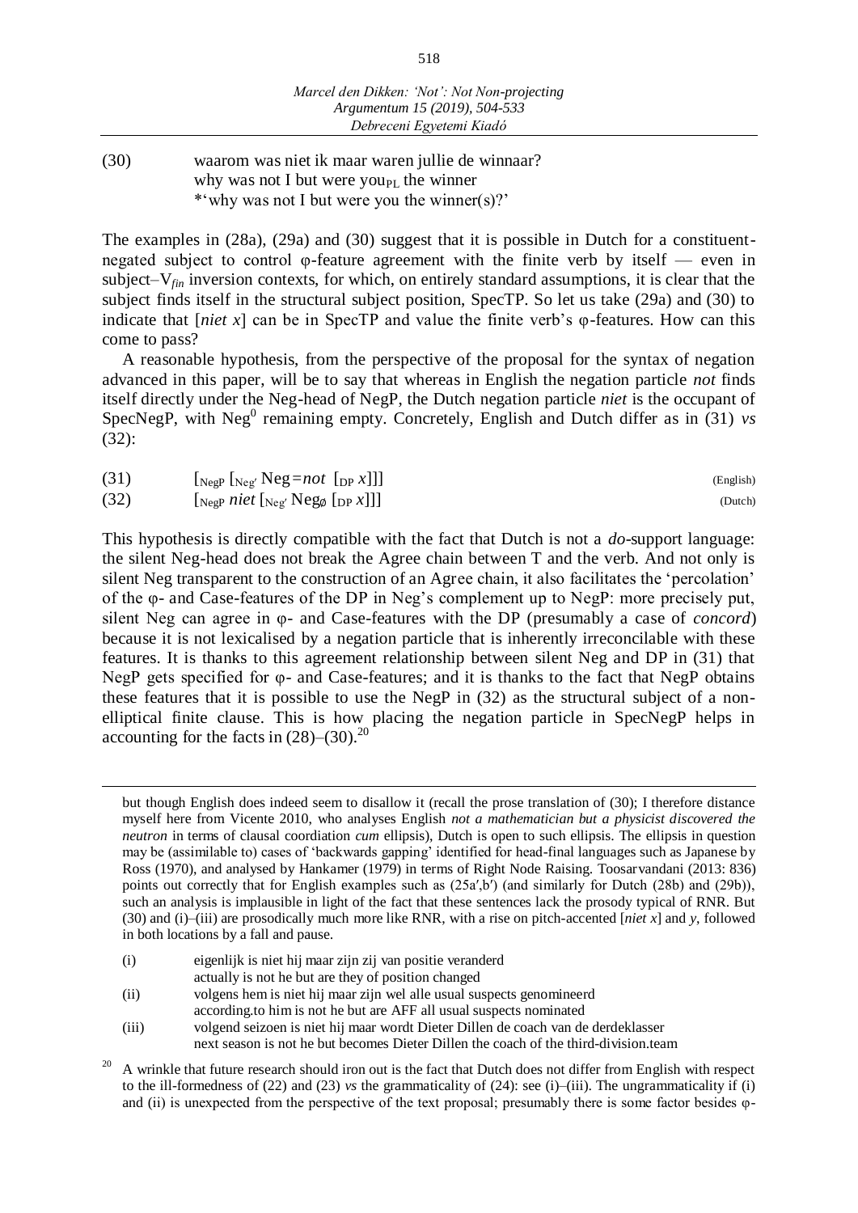(30) waarom was niet ik maar waren jullie de winnaar?
why was not I but were you$_{PL}$ the winner
*'why was not I but were you the winner(s)?'

The examples in (28a), (29a) and (30) suggest that it is possible in Dutch for a constituent-negated subject to control φ-feature agreement with the finite verb by itself — even in subject–$V_{fin}$ inversion contexts, for which, on entirely standard assumptions, it is clear that the subject finds itself in the structural subject position, SpecTP. So let us take (29a) and (30) to indicate that [*niet x*] can be in SpecTP and value the finite verb's φ-features. How can this come to pass?

A reasonable hypothesis, from the perspective of the proposal for the syntax of negation advanced in this paper, will be to say that whereas in English the negation particle *not* finds itself directly under the Neg-head of NegP, the Dutch negation particle *niet* is the occupant of SpecNegP, with $Neg^0$ remaining empty. Concretely, English and Dutch differ as in (31) *vs* (32):

(31) $[_{NegP}$ $[_{Neg'}$ Neg=*not* $[_{DP}$ *x*]]] (English)
(32) $[_{NegP}$ *niet* $[_{Neg'}$ $Neg_{\varnothing}$ $[_{DP}$ *x*]]] (Dutch)

This hypothesis is directly compatible with the fact that Dutch is not a *do*-support language: the silent Neg-head does not break the Agree chain between T and the verb. And not only is silent Neg transparent to the construction of an Agree chain, it also facilitates the 'percolation' of the φ- and Case-features of the DP in Neg's complement up to NegP: more precisely put, silent Neg can agree in φ- and Case-features with the DP (presumably a case of *concord*) because it is not lexicalised by a negation particle that is inherently irreconcilable with these features. It is thanks to this agreement relationship between silent Neg and DP in (31) that NegP gets specified for φ- and Case-features; and it is thanks to the fact that NegP obtains these features that it is possible to use the NegP in (32) as the structural subject of a non-elliptical finite clause. This is how placing the negation particle in SpecNegP helps in accounting for the facts in (28)–(30).[20]

---

but though English does indeed seem to disallow it (recall the prose translation of (30); I therefore distance myself here from Vicente 2010, who analyses English *not a mathematician but a physicist discovered the neutron* in terms of clausal coordination *cum* ellipsis), Dutch is open to such ellipsis. The ellipsis in question may be (assimilable to) cases of 'backwards gapping' identified for head-final languages such as Japanese by Ross (1970), and analysed by Hankamer (1979) in terms of Right Node Raising. Toosarvandani (2013: 836) points out correctly that for English examples such as (25a′,b′) (and similarly for Dutch (28b) and (29b)), such an analysis is implausible in light of the fact that these sentences lack the prosody typical of RNR. But (30) and (i)–(iii) are prosodically much more like RNR, with a rise on pitch-accented [*niet x*] and *y*, followed in both locations by a fall and pause.

(i) eigenlijk is niet hij maar zijn zij van positie veranderd
actually is not he but are they of position changed

(ii) volgens hem is niet hij maar zijn wel alle usual suspects genomineerd
according.to him is not he but are AFF all usual suspects nominated

(iii) volgend seizoen is niet hij maar wordt Dieter Dillen de coach van de derdeklasser
next season is not he but becomes Dieter Dillen the coach of the third-division.team

[20] A wrinkle that future research should iron out is the fact that Dutch does not differ from English with respect to the ill-formedness of (22) and (23) *vs* the grammaticality of (24): see (i)–(iii). The ungrammaticality if (i) and (ii) is unexpected from the perspective of the text proposal; presumably there is some factor besides φ-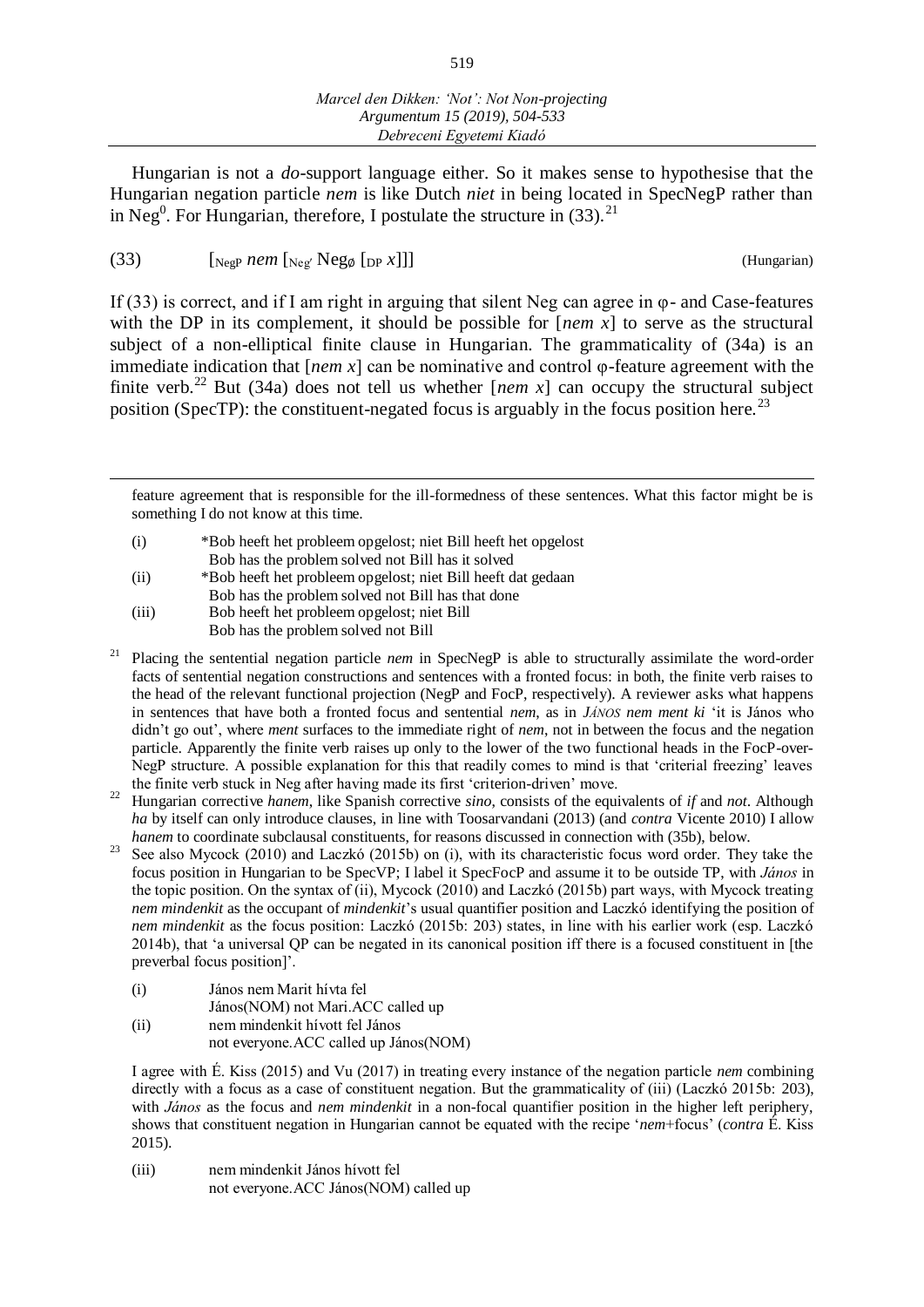Hungarian is not a *do*-support language either. So it makes sense to hypothesise that the Hungarian negation particle *nem* is like Dutch *niet* in being located in SpecNegP rather than in $Neg^0$. For Hungarian, therefore, I postulate the structure in (33).[21]

(33) $[_{NegP}$ *nem* $[_{Neg'}$ $Neg_{\emptyset}$ $[_{DP}$ *x*$]]]$ (Hungarian)

If (33) is correct, and if I am right in arguing that silent Neg can agree in φ- and Case-features with the DP in its complement, it should be possible for [*nem x*] to serve as the structural subject of a non-elliptical finite clause in Hungarian. The grammaticality of (34a) is an immediate indication that [*nem x*] can be nominative and control φ-feature agreement with the finite verb.[22] But (34a) does not tell us whether [*nem x*] can occupy the structural subject position (SpecTP): the constituent-negated focus is arguably in the focus position here.[23]

---

feature agreement that is responsible for the ill-formedness of these sentences. What this factor might be is something I do not know at this time.

(i) *Bob heeft het probleem opgelost; niet Bill heeft het opgelost
Bob has the problem solved not Bill has it solved

(ii) *Bob heeft het probleem opgelost; niet Bill heeft dat gedaan
Bob has the problem solved not Bill has that done

(iii) Bob heeft het probleem opgelost; niet Bill
Bob has the problem solved not Bill

[21] Placing the sentential negation particle *nem* in SpecNegP is able to structurally assimilate the word-order facts of sentential negation constructions and sentences with a fronted focus: in both, the finite verb raises to the head of the relevant functional projection (NegP and FocP, respectively). A reviewer asks what happens in sentences that have both a fronted focus and sentential *nem*, as in *JÁNOS nem ment ki* 'it is János who didn't go out', where *ment* surfaces to the immediate right of *nem*, not in between the focus and the negation particle. Apparently the finite verb raises up only to the lower of the two functional heads in the FocP-over-NegP structure. A possible explanation for this that readily comes to mind is that 'criterial freezing' leaves the finite verb stuck in Neg after having made its first 'criterion-driven' move.

[22] Hungarian corrective *hanem*, like Spanish corrective *sino*, consists of the equivalents of *if* and *not*. Although *ha* by itself can only introduce clauses, in line with Toosarvandani (2013) (and *contra* Vicente 2010) I allow *hanem* to coordinate subclausal constituents, for reasons discussed in connection with (35b), below.

[23] See also Mycock (2010) and Laczkó (2015b) on (i), with its characteristic focus word order. They take the focus position in Hungarian to be SpecVP; I label it SpecFocP and assume it to be outside TP, with *János* in the topic position. On the syntax of (ii), Mycock (2010) and Laczkó (2015b) part ways, with Mycock treating *nem mindenkit* as the occupant of *mindenkit*'s usual quantifier position and Laczkó identifying the position of *nem mindenkit* as the focus position: Laczkó (2015b: 203) states, in line with his earlier work (esp. Laczkó 2014b), that 'a universal QP can be negated in its canonical position iff there is a focused constituent in [the preverbal focus position]'.

(i) János nem Marit hívta fel
János(NOM) not Mari.ACC called up

(ii) nem mindenkit hívott fel János
not everyone.ACC called up János(NOM)

I agree with É. Kiss (2015) and Vu (2017) in treating every instance of the negation particle *nem* combining directly with a focus as a case of constituent negation. But the grammaticality of (iii) (Laczkó 2015b: 203), with *János* as the focus and *nem mindenkit* in a non-focal quantifier position in the higher left periphery, shows that constituent negation in Hungarian cannot be equated with the recipe '*nem*+focus' (*contra* É. Kiss 2015).

(iii) nem mindenkit János hívott fel
not everyone.ACC János(NOM) called up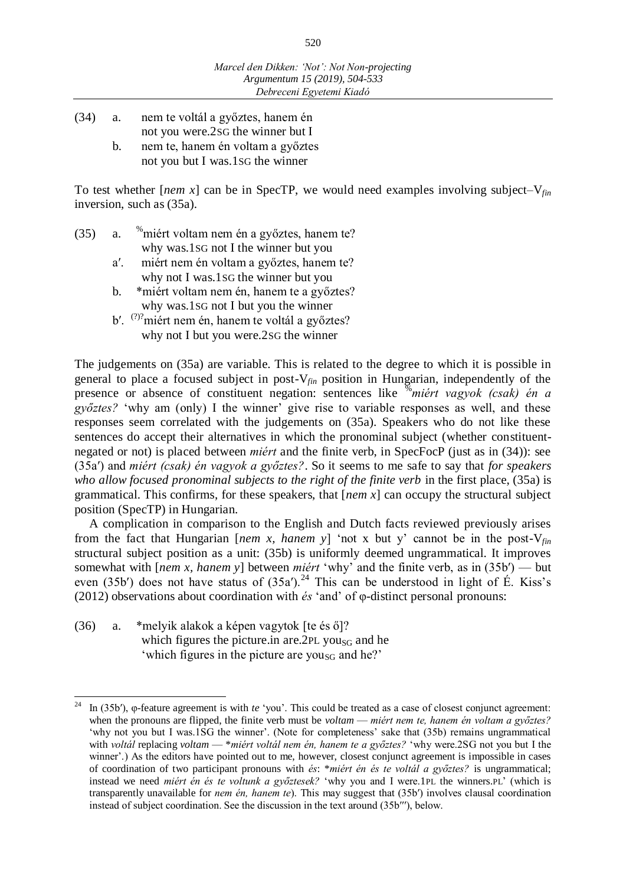(34) a. nem te voltál a győztes, hanem én
not you were.2SG the winner but I

b. nem te, hanem én voltam a győztes
not you but I was.1SG the winner

To test whether [*nem x*] can be in SpecTP, we would need examples involving subject–$V_{fin}$ inversion, such as (35a).

(35) a. %miért voltam nem én a győztes, hanem te?
why was.1SG not I the winner but you

a′. miért nem én voltam a győztes, hanem te?
why not I was.1SG the winner but you

b. *miért voltam nem én, hanem te a győztes?
why was.1SG not I but you the winner

b′. (?)?miért nem én, hanem te voltál a győztes?
why not I but you were.2SG the winner

The judgements on (35a) are variable. This is related to the degree to which it is possible in general to place a focused subject in post-$V_{fin}$ position in Hungarian, independently of the presence or absence of constituent negation: sentences like *%miért vagyok (csak) én a győztes?* 'why am (only) I the winner' give rise to variable responses as well, and these responses seem correlated with the judgements on (35a). Speakers who do not like these sentences do accept their alternatives in which the pronominal subject (whether constituent-negated or not) is placed between *miért* and the finite verb, in SpecFocP (just as in (34)): see (35a′) and *miért (csak) én vagyok a győztes?*. So it seems to me safe to say that *for speakers who allow focused pronominal subjects to the right of the finite verb* in the first place, (35a) is grammatical. This confirms, for these speakers, that [*nem x*] can occupy the structural subject position (SpecTP) in Hungarian.

A complication in comparison to the English and Dutch facts reviewed previously arises from the fact that Hungarian [*nem x, hanem y*] 'not x but y' cannot be in the post-$V_{fin}$ structural subject position as a unit: (35b) is uniformly deemed ungrammatical. It improves somewhat with [*nem x, hanem y*] between *miért* 'why' and the finite verb, as in (35b′) — but even (35b′) does not have status of (35a′).[24] This can be understood in light of É. Kiss's (2012) observations about coordination with *és* 'and' of φ-distinct personal pronouns:

(36) a. *melyik alakok a képen vagytok [te és ő]?
which figures the picture.in are.2PL $\text{you}_{\text{SG}}$ and he
'which figures in the picture are $\text{you}_{\text{SG}}$ and he?'

---

[24] In (35b′), φ-feature agreement is with *te* 'you'. This could be treated as a case of closest conjunct agreement: when the pronouns are flipped, the finite verb must be *voltam* — *miért nem te, hanem én voltam a győztes?* 'why not you but I was.1SG the winner'. (Note for completeness' sake that (35b) remains ungrammatical with *voltál* replacing *voltam* — *\*miért voltál nem én, hanem te a győztes?* 'why were.2SG not you but I the winner'.) As the editors have pointed out to me, however, closest conjunct agreement is impossible in cases of coordination of two participant pronouns with *és*: *\*miért én és te voltál a győztes?* is ungrammatical; instead we need *miért én és te voltunk a győztesek?* 'why you and I were.1PL the winners.PL' (which is transparently unavailable for *nem én, hanem te*). This may suggest that (35b′) involves clausal coordination instead of subject coordination. See the discussion in the text around (35b‴), below.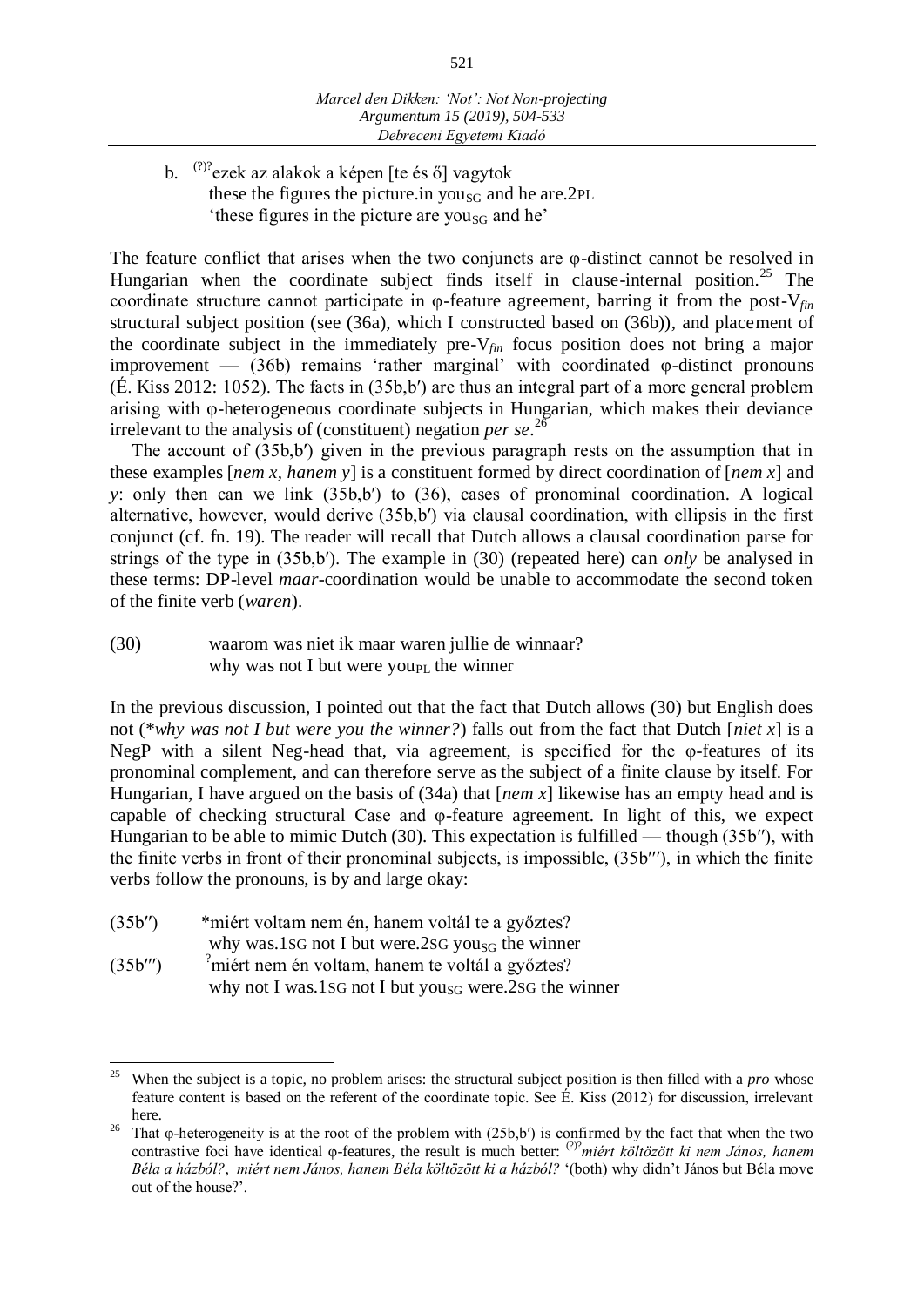b. [(?)?]ezek az alakok a képen [te és ő] vagytok
   these the figures the picture.in you$_{SG}$ and he are.2PL
   'these figures in the picture are you$_{SG}$ and he'

The feature conflict that arises when the two conjuncts are φ-distinct cannot be resolved in Hungarian when the coordinate subject finds itself in clause-internal position.[25] The coordinate structure cannot participate in φ-feature agreement, barring it from the post-V$_{fin}$ structural subject position (see (36a), which I constructed based on (36b)), and placement of the coordinate subject in the immediately pre-V$_{fin}$ focus position does not bring a major improvement — (36b) remains 'rather marginal' with coordinated φ-distinct pronouns (É. Kiss 2012: 1052). The facts in (35b,b′) are thus an integral part of a more general problem arising with φ-heterogeneous coordinate subjects in Hungarian, which makes their deviance irrelevant to the analysis of (constituent) negation *per se*.[26]

The account of (35b,b′) given in the previous paragraph rests on the assumption that in these examples [*nem x, hanem y*] is a constituent formed by direct coordination of [*nem x*] and *y*: only then can we link (35b,b′) to (36), cases of pronominal coordination. A logical alternative, however, would derive (35b,b′) via clausal coordination, with ellipsis in the first conjunct (cf. fn. 19). The reader will recall that Dutch allows a clausal coordination parse for strings of the type in (35b,b′). The example in (30) (repeated here) can *only* be analysed in these terms: DP-level *maar*-coordination would be unable to accommodate the second token of the finite verb (*waren*).

(30) waarom was niet ik maar waren jullie de winnaar?
     why was not I but were you$_{PL}$ the winner

In the previous discussion, I pointed out that the fact that Dutch allows (30) but English does not (**why was not I but were you the winner?*) falls out from the fact that Dutch [*niet x*] is a NegP with a silent Neg-head that, via agreement, is specified for the φ-features of its pronominal complement, and can therefore serve as the subject of a finite clause by itself. For Hungarian, I have argued on the basis of (34a) that [*nem x*] likewise has an empty head and is capable of checking structural Case and φ-feature agreement. In light of this, we expect Hungarian to be able to mimic Dutch (30). This expectation is fulfilled — though (35b″), with the finite verbs in front of their pronominal subjects, is impossible, (35b‴), in which the finite verbs follow the pronouns, is by and large okay:

(35b″) *miért voltam nem én, hanem voltál te a győztes?
       why was.1SG not I but were.2SG you$_{SG}$ the winner

(35b‴) [?]miért nem én voltam, hanem te voltál a győztes?
       why not I was.1SG not I but you$_{SG}$ were.2SG the winner

---

[25] When the subject is a topic, no problem arises: the structural subject position is then filled with a *pro* whose feature content is based on the referent of the coordinate topic. See É. Kiss (2012) for discussion, irrelevant here.

[26] That φ-heterogeneity is at the root of the problem with (25b,b′) is confirmed by the fact that when the two contrastive foci have identical φ-features, the result is much better: [(?)?]*miért költözött ki nem János, hanem Béla a házból?*, *miért nem János, hanem Béla költözött ki a házból?* '(both) why didn't János but Béla move out of the house?'.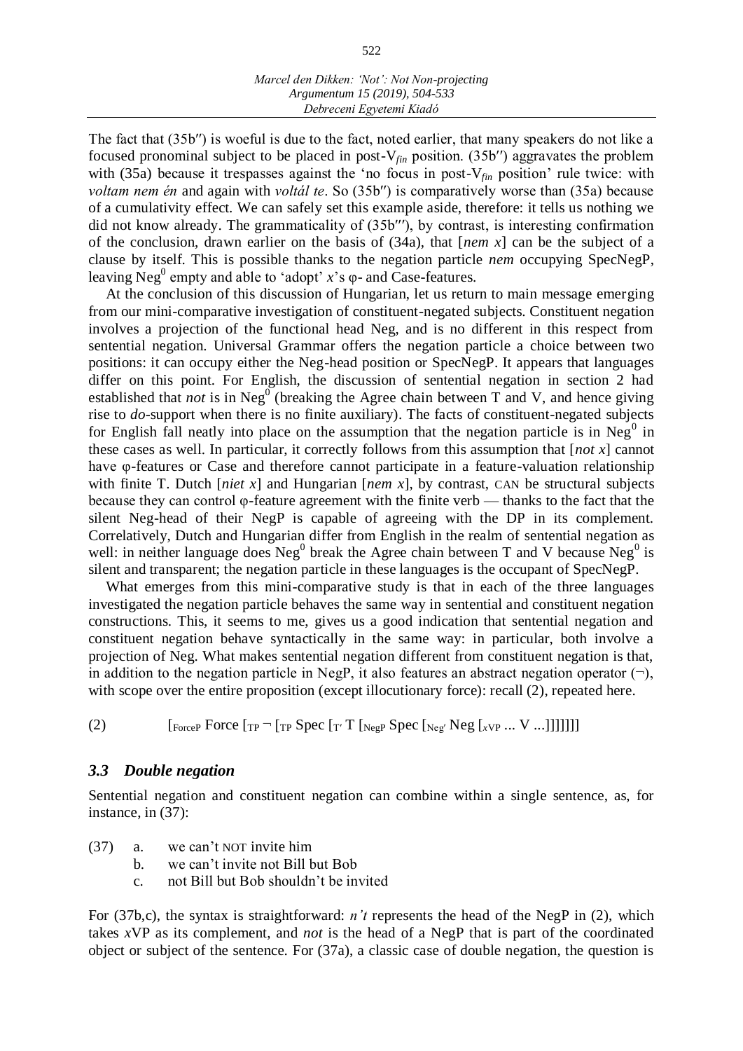The fact that (35b″) is woeful is due to the fact, noted earlier, that many speakers do not like a focused pronominal subject to be placed in post-$V_{fin}$ position. (35b″) aggravates the problem with (35a) because it trespasses against the 'no focus in post-$V_{fin}$ position' rule twice: with *voltam nem én* and again with *voltál te*. So (35b″) is comparatively worse than (35a) because of a cumulativity effect. We can safely set this example aside, therefore: it tells us nothing we did not know already. The grammaticality of (35b‴), by contrast, is interesting confirmation of the conclusion, drawn earlier on the basis of (34a), that [*nem x*] can be the subject of a clause by itself. This is possible thanks to the negation particle *nem* occupying SpecNegP, leaving $Neg^0$ empty and able to 'adopt' *x*'s φ- and Case-features.

At the conclusion of this discussion of Hungarian, let us return to main message emerging from our mini-comparative investigation of constituent-negated subjects. Constituent negation involves a projection of the functional head Neg, and is no different in this respect from sentential negation. Universal Grammar offers the negation particle a choice between two positions: it can occupy either the Neg-head position or SpecNegP. It appears that languages differ on this point. For English, the discussion of sentential negation in section 2 had established that *not* is in $Neg^0$ (breaking the Agree chain between T and V, and hence giving rise to *do*-support when there is no finite auxiliary). The facts of constituent-negated subjects for English fall neatly into place on the assumption that the negation particle is in $Neg^0$ in these cases as well. In particular, it correctly follows from this assumption that [*not x*] cannot have φ-features or Case and therefore cannot participate in a feature-valuation relationship with finite T. Dutch [*niet x*] and Hungarian [*nem x*], by contrast, CAN be structural subjects because they can control φ-feature agreement with the finite verb — thanks to the fact that the silent Neg-head of their NegP is capable of agreeing with the DP in its complement. Correlatively, Dutch and Hungarian differ from English in the realm of sentential negation as well: in neither language does $Neg^0$ break the Agree chain between T and V because $Neg^0$ is silent and transparent; the negation particle in these languages is the occupant of SpecNegP.

What emerges from this mini-comparative study is that in each of the three languages investigated the negation particle behaves the same way in sentential and constituent negation constructions. This, it seems to me, gives us a good indication that sentential negation and constituent negation behave syntactically in the same way: in particular, both involve a projection of Neg. What makes sentential negation different from constituent negation is that, in addition to the negation particle in NegP, it also features an abstract negation operator (¬), with scope over the entire proposition (except illocutionary force): recall (2), repeated here.

(2) $[_{ForceP}$ Force $[_{TP}$ ¬ $[_{TP}$ Spec $[_{T'}$ T $[_{NegP}$ Spec $[_{Neg'}$ Neg $[_{xVP}$ ... V ...]]]]]]]

### 3.3 Double negation

Sentential negation and constituent negation can combine within a single sentence, as, for instance, in (37):

(37) a. we can't NOT invite him
b. we can't invite not Bill but Bob
c. not Bill but Bob shouldn't be invited

For (37b,c), the syntax is straightforward: *n't* represents the head of the NegP in (2), which takes *x*VP as its complement, and *not* is the head of a NegP that is part of the coordinated object or subject of the sentence. For (37a), a classic case of double negation, the question is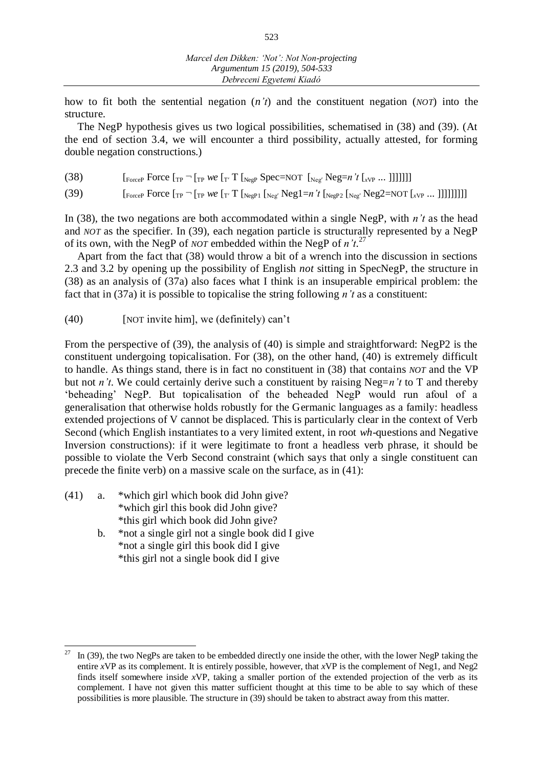how to fit both the sentential negation (*n't*) and the constituent negation (*NOT*) into the structure.

The NegP hypothesis gives us two logical possibilities, schematised in (38) and (39). (At the end of section 3.4, we will encounter a third possibility, actually attested, for forming double negation constructions.)

(38) $[_{\text{ForceP}}$ Force $[_{\text{TP}}$ ¬ $[_{\text{TP}}$ *we* $[_{\text{T'}}$ T $[_{\text{NegP}}$ Spec=NOT $[_{\text{Neg'}}$ Neg=*n't* $[_{x\text{VP}}$ ... ]]]]]]]

(39) $[_{\text{ForceP}}$ Force $[_{\text{TP}}$ ¬ $[_{\text{TP}}$ *we* $[_{\text{T'}}$ T $[_{\text{NegP1}}$ $[_{\text{Neg'}}$ Neg1=*n't* $[_{\text{NegP2}}$ $[_{\text{Neg'}}$ Neg2=NOT $[_{x\text{VP}}$ ... ]]]]]]]]]

In (38), the two negations are both accommodated within a single NegP, with *n't* as the head and *NOT* as the specifier. In (39), each negation particle is structurally represented by a NegP of its own, with the NegP of *NOT* embedded within the NegP of *n't*.[27]

Apart from the fact that (38) would throw a bit of a wrench into the discussion in sections 2.3 and 3.2 by opening up the possibility of English *not* sitting in SpecNegP, the structure in (38) as an analysis of (37a) also faces what I think is an insuperable empirical problem: the fact that in (37a) it is possible to topicalise the string following *n't* as a constituent:

(40) [NOT invite him], we (definitely) can't

From the perspective of (39), the analysis of (40) is simple and straightforward: NegP2 is the constituent undergoing topicalisation. For (38), on the other hand, (40) is extremely difficult to handle. As things stand, there is in fact no constituent in (38) that contains *NOT* and the VP but not *n't*. We could certainly derive such a constituent by raising Neg=*n't* to T and thereby 'beheading' NegP. But topicalisation of the beheaded NegP would run afoul of a generalisation that otherwise holds robustly for the Germanic languages as a family: headless extended projections of V cannot be displaced. This is particularly clear in the context of Verb Second (which English instantiates to a very limited extent, in root *wh*-questions and Negative Inversion constructions): if it were legitimate to front a headless verb phrase, it should be possible to violate the Verb Second constraint (which says that only a single constituent can precede the finite verb) on a massive scale on the surface, as in (41):

(41) a. \*which girl which book did John give?
\*which girl this book did John give?
\*this girl which book did John give?
b. \*not a single girl not a single book did I give
\*not a single girl this book did I give
\*this girl not a single book did I give

[27] In (39), the two NegPs are taken to be embedded directly one inside the other, with the lower NegP taking the entire *x*VP as its complement. It is entirely possible, however, that *x*VP is the complement of Neg1, and Neg2 finds itself somewhere inside *x*VP, taking a smaller portion of the extended projection of the verb as its complement. I have not given this matter sufficient thought at this time to be able to say which of these possibilities is more plausible. The structure in (39) should be taken to abstract away from this matter.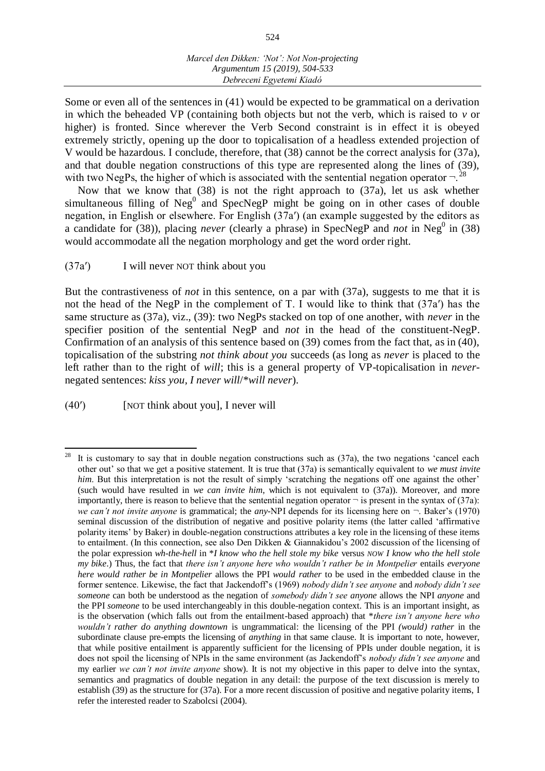Some or even all of the sentences in (41) would be expected to be grammatical on a derivation in which the beheaded VP (containing both objects but not the verb, which is raised to *v* or higher) is fronted. Since wherever the Verb Second constraint is in effect it is obeyed extremely strictly, opening up the door to topicalisation of a headless extended projection of V would be hazardous. I conclude, therefore, that (38) cannot be the correct analysis for (37a), and that double negation constructions of this type are represented along the lines of (39), with two NegPs, the higher of which is associated with the sentential negation operator ¬.[28]

Now that we know that (38) is not the right approach to (37a), let us ask whether simultaneous filling of $Neg^0$ and SpecNegP might be going on in other cases of double negation, in English or elsewhere. For English (37a′) (an example suggested by the editors as a candidate for (38)), placing *never* (clearly a phrase) in SpecNegP and *not* in $Neg^0$ in (38) would accommodate all the negation morphology and get the word order right.

(37a′) I will never NOT think about you

But the contrastiveness of *not* in this sentence, on a par with (37a), suggests to me that it is not the head of the NegP in the complement of T. I would like to think that (37a′) has the same structure as (37a), viz., (39): two NegPs stacked on top of one another, with *never* in the specifier position of the sentential NegP and *not* in the head of the constituent-NegP. Confirmation of an analysis of this sentence based on (39) comes from the fact that, as in (40), topicalisation of the substring *not think about you* succeeds (as long as *never* is placed to the left rather than to the right of *will*; this is a general property of VP-topicalisation in *never*-negated sentences: *kiss you, I never will*/\**will never*).

(40′) [NOT think about you], I never will

---

[28] It is customary to say that in double negation constructions such as (37a), the two negations 'cancel each other out' so that we get a positive statement. It is true that (37a) is semantically equivalent to *we must invite him*. But this interpretation is not the result of simply 'scratching the negations off one against the other' (such would have resulted in *we can invite him*, which is not equivalent to (37a)). Moreover, and more importantly, there is reason to believe that the sentential negation operator ¬ is present in the syntax of (37a): *we can't not invite anyone* is grammatical; the *any*-NPI depends for its licensing here on ¬. Baker's (1970) seminal discussion of the distribution of negative and positive polarity items (the latter called 'affirmative polarity items' by Baker) in double-negation constructions attributes a key role in the licensing of these items to entailment. (In this connection, see also Den Dikken & Giannakidou's 2002 discussion of the licensing of the polar expression *wh-the-hell* in \**I know who the hell stole my bike* versus *NOW I know who the hell stole my bike*.) Thus, the fact that *there isn't anyone here who wouldn't rather be in Montpelier* entails *everyone here would rather be in Montpelier* allows the PPI *would rather* to be used in the embedded clause in the former sentence. Likewise, the fact that Jackendoff's (1969) *nobody didn't see anyone* and *nobody didn't see someone* can both be understood as the negation of *somebody didn't see anyone* allows the NPI *anyone* and the PPI *someone* to be used interchangeably in this double-negation context. This is an important insight, as is the observation (which falls out from the entailment-based approach) that \**there isn't anyone here who wouldn't rather do anything downtown* is ungrammatical: the licensing of the PPI *(would) rather* in the subordinate clause pre-empts the licensing of *anything* in that same clause. It is important to note, however, that while positive entailment is apparently sufficient for the licensing of PPIs under double negation, it is does not spoil the licensing of NPIs in the same environment (as Jackendoff's *nobody didn't see anyone* and my earlier *we can't not invite anyone* show). It is not my objective in this paper to delve into the syntax, semantics and pragmatics of double negation in any detail: the purpose of the text discussion is merely to establish (39) as the structure for (37a). For a more recent discussion of positive and negative polarity items, I refer the interested reader to Szabolcsi (2004).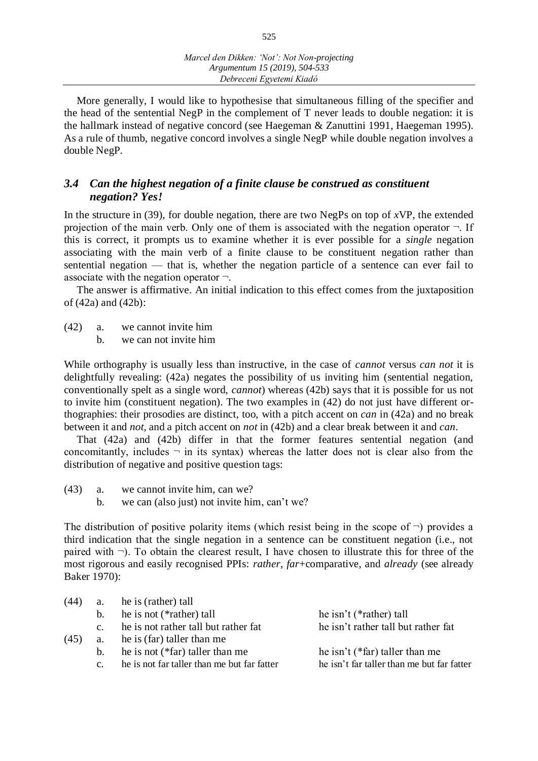More generally, I would like to hypothesise that simultaneous filling of the specifier and the head of the sentential NegP in the complement of T never leads to double negation: it is the hallmark instead of negative concord (see Haegeman & Zanuttini 1991, Haegeman 1995). As a rule of thumb, negative concord involves a single NegP while double negation involves a double NegP.

### *3.4 Can the highest negation of a finite clause be construed as constituent negation? Yes!*

In the structure in (39), for double negation, there are two NegPs on top of *x*VP, the extended projection of the main verb. Only one of them is associated with the negation operator ¬. If this is correct, it prompts us to examine whether it is ever possible for a *single* negation associating with the main verb of a finite clause to be constituent negation rather than sentential negation — that is, whether the negation particle of a sentence can ever fail to associate with the negation operator ¬.

The answer is affirmative. An initial indication to this effect comes from the juxtaposition of (42a) and (42b):

(42) a. we cannot invite him
     b. we can not invite him

While orthography is usually less than instructive, in the case of *cannot* versus *can not* it is delightfully revealing: (42a) negates the possibility of us inviting him (sentential negation, conventionally spelt as a single word, *cannot*) whereas (42b) says that it is possible for us not to invite him (constituent negation). The two examples in (42) do not just have different orthographies: their prosodies are distinct, too, with a pitch accent on *can* in (42a) and no break between it and *not*, and a pitch accent on *not* in (42b) and a clear break between it and *can*.

That (42a) and (42b) differ in that the former features sentential negation (and concomitantly, includes ¬ in its syntax) whereas the latter does not is clear also from the distribution of negative and positive question tags:

(43) a. we cannot invite him, can we?
     b. we can (also just) not invite him, can't we?

The distribution of positive polarity items (which resist being in the scope of ¬) provides a third indication that the single negation in a sentence can be constituent negation (i.e., not paired with ¬). To obtain the clearest result, I have chosen to illustrate this for three of the most rigorous and easily recognised PPIs: *rather*, *far*+comparative, and *already* (see already Baker 1970):

| | | | |
|---|---|---|---|
| (44) | a. | he is (rather) tall | |
| | b. | he is not (*rather) tall | he isn't (*rather) tall |
| | c. | he is not rather tall but rather fat | he isn't rather tall but rather fat |
| (45) | a. | he is (far) taller than me | |
| | b. | he is not (*far) taller than me | he isn't (*far) taller than me |
| | c. | he is not far taller than me but far fatter | he isn't far taller than me but far fatter |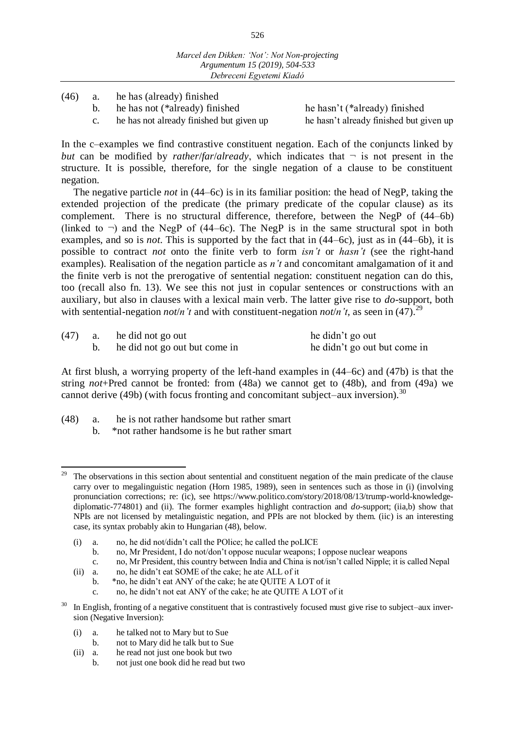(46) a. he has (already) finished
   b. he has not (*already) finished   he hasn't (*already) finished
   c. he has not already finished but given up   he hasn't already finished but given up

In the c–examples we find contrastive constituent negation. Each of the conjuncts linked by *but* can be modified by *rather*/*far*/*already*, which indicates that ¬ is not present in the structure. It is possible, therefore, for the single negation of a clause to be constituent negation.

The negative particle *not* in (44–6c) is in its familiar position: the head of NegP, taking the extended projection of the predicate (the primary predicate of the copular clause) as its complement. There is no structural difference, therefore, between the NegP of (44–6b) (linked to ¬) and the NegP of (44–6c). The NegP is in the same structural spot in both examples, and so is *not*. This is supported by the fact that in (44–6c), just as in (44–6b), it is possible to contract *not* onto the finite verb to form *isn't* or *hasn't* (see the right-hand examples). Realisation of the negation particle as *n't* and concomitant amalgamation of it and the finite verb is not the prerogative of sentential negation: constituent negation can do this, too (recall also fn. 13). We see this not just in copular sentences or constructions with an auxiliary, but also in clauses with a lexical main verb. The latter give rise to *do*-support, both with sentential-negation *not*/*n't* and with constituent-negation *not*/*n't*, as seen in (47).[29]

(47) a. he did not go out   he didn't go out
   b. he did not go out but come in   he didn't go out but come in

At first blush, a worrying property of the left-hand examples in (44–6c) and (47b) is that the string *not*+Pred cannot be fronted: from (48a) we cannot get to (48b), and from (49a) we cannot derive (49b) (with focus fronting and concomitant subject–aux inversion).[30]

(48) a. he is not rather handsome but rather smart
   b. *not rather handsome is he but rather smart

---

[29] The observations in this section about sentential and constituent negation of the main predicate of the clause carry over to megalinguistic negation (Horn 1985, 1989), seen in sentences such as those in (i) (involving pronunciation corrections; re: (ic), see https://www.politico.com/story/2018/08/13/trump-world-knowledge-diplomatic-774801) and (ii). The former examples highlight contraction and *do*-support; (iia,b) show that NPIs are not licensed by metalinguistic negation, and PPIs are not blocked by them. (iic) is an interesting case, its syntax probably akin to Hungarian (48), below.

(i) a. no, he did not/didn't call the POlice; he called the poLICE
  b. no, Mr President, I do not/don't oppose nucular weapons; I oppose nuclear weapons
  c. no, Mr President, this country between India and China is not/isn't called Nipple; it is called Nepal

(ii) a. no, he didn't eat SOME of the cake; he ate ALL of it
  b. *no, he didn't eat ANY of the cake; he ate QUITE A LOT of it
  c. no, he didn't not eat ANY of the cake; he ate QUITE A LOT of it

[30] In English, fronting of a negative constituent that is contrastively focused must give rise to subject–aux inversion (Negative Inversion):

(i) a. he talked not to Mary but to Sue
  b. not to Mary did he talk but to Sue

(ii) a. he read not just one book but two
  b. not just one book did he read but two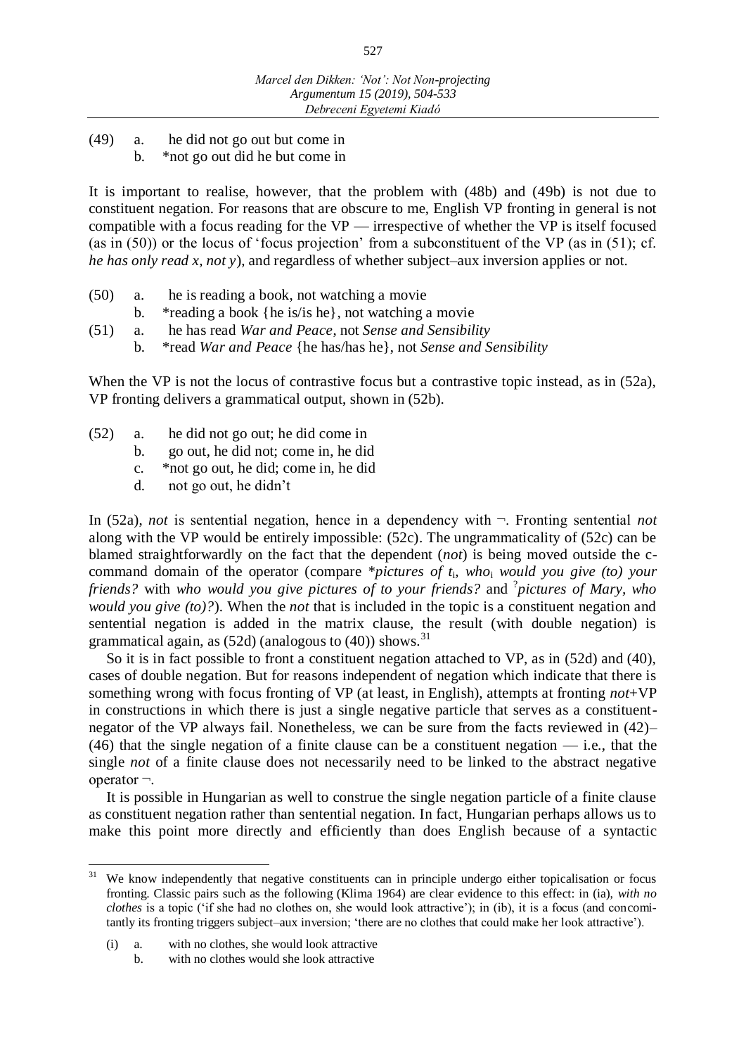(49) a. he did not go out but come in
  b. *not go out did he but come in

It is important to realise, however, that the problem with (48b) and (49b) is not due to constituent negation. For reasons that are obscure to me, English VP fronting in general is not compatible with a focus reading for the VP — irrespective of whether the VP is itself focused (as in (50)) or the locus of 'focus projection' from a subconstituent of the VP (as in (51); cf. *he has only read x, not y*), and regardless of whether subject–aux inversion applies or not.

(50) a. he is reading a book, not watching a movie
  b. *reading a book {he is/is he}, not watching a movie

(51) a. he has read *War and Peace*, not *Sense and Sensibility*
  b. *read *War and Peace* {he has/has he}, not *Sense and Sensibility*

When the VP is not the locus of contrastive focus but a contrastive topic instead, as in (52a), VP fronting delivers a grammatical output, shown in (52b).

(52) a. he did not go out; he did come in
  b. go out, he did not; come in, he did
  c. *not go out, he did; come in, he did
  d. not go out, he didn't

In (52a), *not* is sentential negation, hence in a dependency with ¬. Fronting sentential *not* along with the VP would be entirely impossible: (52c). The ungrammaticality of (52c) can be blamed straightforwardly on the fact that the dependent (*not*) is being moved outside the c-command domain of the operator (compare *\*pictures of $t_i$, who$_i$ would you give (to) your friends?* with *who would you give pictures of to your friends?* and *[?]pictures of Mary, who would you give (to)?*). When the *not* that is included in the topic is a constituent negation and sentential negation is added in the matrix clause, the result (with double negation) is grammatical again, as (52d) (analogous to (40)) shows.[31]

So it is in fact possible to front a constituent negation attached to VP, as in (52d) and (40), cases of double negation. But for reasons independent of negation which indicate that there is something wrong with focus fronting of VP (at least, in English), attempts at fronting *not*+VP in constructions in which there is just a single negative particle that serves as a constituent-negator of the VP always fail. Nonetheless, we can be sure from the facts reviewed in (42)–(46) that the single negation of a finite clause can be a constituent negation — i.e., that the single *not* of a finite clause does not necessarily need to be linked to the abstract negative operator ¬.

It is possible in Hungarian as well to construe the single negation particle of a finite clause as constituent negation rather than sentential negation. In fact, Hungarian perhaps allows us to make this point more directly and efficiently than does English because of a syntactic

---

[31] We know independently that negative constituents can in principle undergo either topicalisation or focus fronting. Classic pairs such as the following (Klima 1964) are clear evidence to this effect: in (ia), *with no clothes* is a topic ('if she had no clothes on, she would look attractive'); in (ib), it is a focus (and concomitantly its fronting triggers subject–aux inversion; 'there are no clothes that could make her look attractive').

(i) a. with no clothes, she would look attractive
  b. with no clothes would she look attractive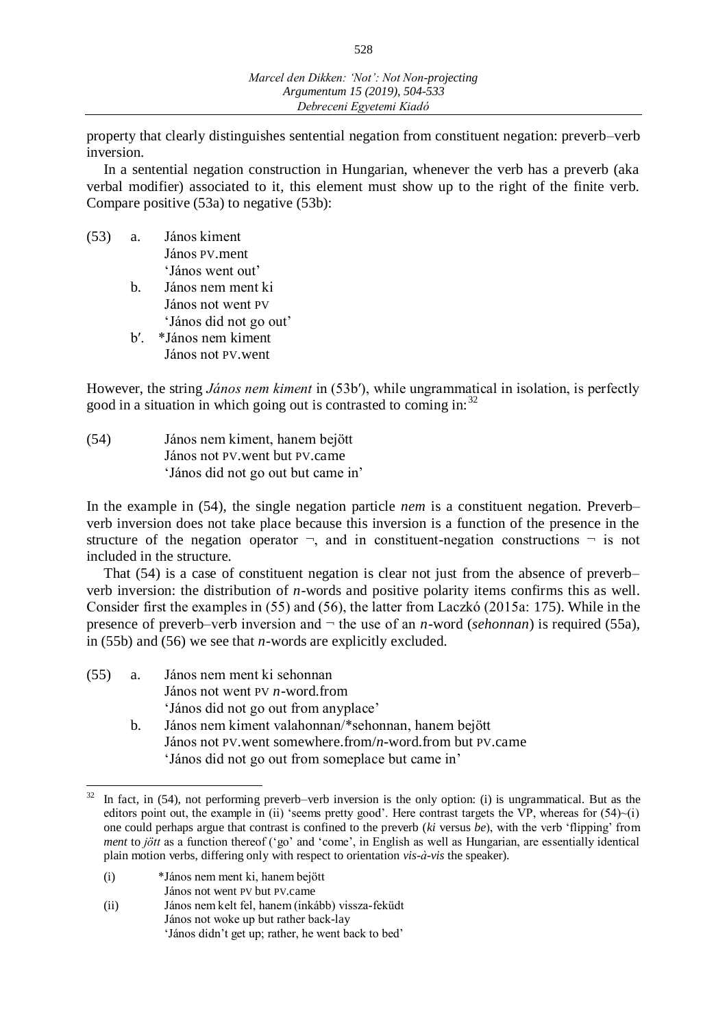property that clearly distinguishes sentential negation from constituent negation: preverb–verb inversion.

In a sentential negation construction in Hungarian, whenever the verb has a preverb (aka verbal modifier) associated to it, this element must show up to the right of the finite verb. Compare positive (53a) to negative (53b):

(53) a. János kiment
János PV.ment
'János went out'

b. János nem ment ki
János not went PV
'János did not go out'

b′. *János nem kiment
János not PV.went

However, the string *János nem kiment* in (53b′), while ungrammatical in isolation, is perfectly good in a situation in which going out is contrasted to coming in:[32]

(54) János nem kiment, hanem bejött
János not PV.went but PV.came
'János did not go out but came in'

In the example in (54), the single negation particle *nem* is a constituent negation. Preverb–verb inversion does not take place because this inversion is a function of the presence in the structure of the negation operator ¬, and in constituent-negation constructions ¬ is not included in the structure.

That (54) is a case of constituent negation is clear not just from the absence of preverb–verb inversion: the distribution of *n*-words and positive polarity items confirms this as well. Consider first the examples in (55) and (56), the latter from Laczkó (2015a: 175). While in the presence of preverb–verb inversion and ¬ the use of an *n*-word (*sehonnan*) is required (55a), in (55b) and (56) we see that *n*-words are explicitly excluded.

(55) a. János nem ment ki sehonnan
János not went PV *n*-word.from
'János did not go out from anyplace'

b. János nem kiment valahonnan/*sehonnan, hanem bejött
János not PV.went somewhere.from/*n*-word.from but PV.came
'János did not go out from someplace but came in'

---

[32] In fact, in (54), not performing preverb–verb inversion is the only option: (i) is ungrammatical. But as the editors point out, the example in (ii) 'seems pretty good'. Here contrast targets the VP, whereas for (54)~(i) one could perhaps argue that contrast is confined to the preverb (*ki* versus *be*), with the verb 'flipping' from *ment* to *jött* as a function thereof ('go' and 'come', in English as well as Hungarian, are essentially identical plain motion verbs, differing only with respect to orientation *vis-à-vis* the speaker).

(i) *János nem ment ki, hanem bejött
János not went PV but PV.came

(ii) János nem kelt fel, hanem (inkább) vissza-feküdt
János not woke up but rather back-lay
'János didn't get up; rather, he went back to bed'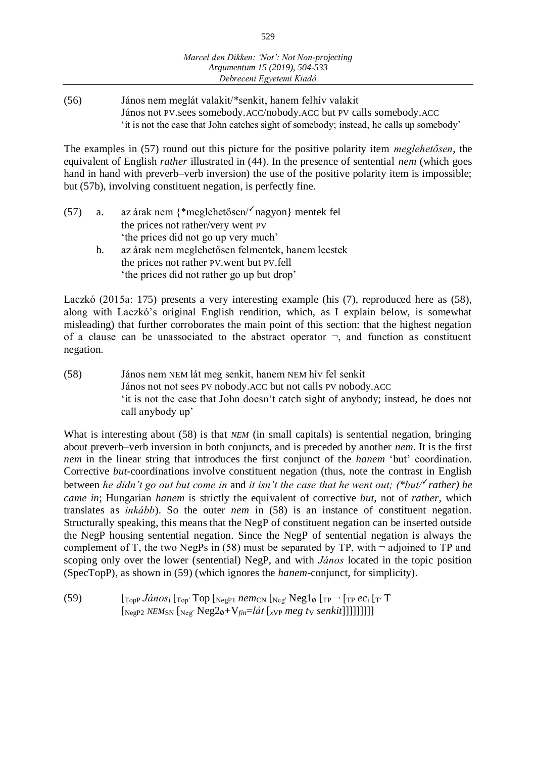(56) János nem meglát valakit/*senkit, hanem felhív valakit
János not PV.sees somebody.ACC/nobody.ACC but PV calls somebody.ACC
'it is not the case that John catches sight of somebody; instead, he calls up somebody'

The examples in (57) round out this picture for the positive polarity item *meglehetősen*, the equivalent of English *rather* illustrated in (44). In the presence of sentential *nem* (which goes hand in hand with preverb–verb inversion) the use of the positive polarity item is impossible; but (57b), involving constituent negation, is perfectly fine.

(57) a. az árak nem {*meglehetősen/✓nagyon} mentek fel
the prices not rather/very went PV
'the prices did not go up very much'

b. az árak nem meglehetősen felmentek, hanem leestek
the prices not rather PV.went but PV.fell
'the prices did not rather go up but drop'

Laczkó (2015a: 175) presents a very interesting example (his (7), reproduced here as (58), along with Laczkó's original English rendition, which, as I explain below, is somewhat misleading) that further corroborates the main point of this section: that the highest negation of a clause can be unassociated to the abstract operator ¬, and function as constituent negation.

(58) János nem NEM lát meg senkit, hanem NEM hív fel senkit
János not not sees PV nobody.ACC but not calls PV nobody.ACC
'it is not the case that John doesn't catch sight of anybody; instead, he does not call anybody up'

What is interesting about (58) is that *NEM* (in small capitals) is sentential negation, bringing about preverb–verb inversion in both conjuncts, and is preceded by another *nem*. It is the first *nem* in the linear string that introduces the first conjunct of the *hanem* 'but' coordination. Corrective *but*-coordinations involve constituent negation (thus, note the contrast in English between *he didn't go out but come in* and *it isn't the case that he went out; (*but/✓rather) he came in*; Hungarian *hanem* is strictly the equivalent of corrective *but*, not of *rather*, which translates as *inkább*). So the outer *nem* in (58) is an instance of constituent negation. Structurally speaking, this means that the NegP of constituent negation can be inserted outside the NegP housing sentential negation. Since the NegP of sentential negation is always the complement of T, the two NegPs in (58) must be separated by TP, with ¬ adjoined to TP and scoping only over the lower (sentential) NegP, and with *János* located in the topic position (SpecTopP), as shown in (59) (which ignores the *hanem*-conjunct, for simplicity).

(59) $[_{\text{TopP}}$ *János*$_i$ $[_{\text{Top}'}$ Top $[_{\text{NegP1}}$ *nem*$_{\text{CN}}$ $[_{\text{Neg}'}$ Neg1$_{\emptyset}$ $[_{\text{TP}}$ ¬ $[_{\text{TP}}$ *ec*$_i$ $[_{\text{T}'}$ T $[_{\text{NegP2}}$ *NEM*$_{\text{SN}}$ $[_{\text{Neg}'}$ Neg2$_{\emptyset}$+V$_{fin}$=*lát* $[_{x\text{VP}}$ *meg* $t_{\text{V}}$ *senkit*$]]]]]]]]]$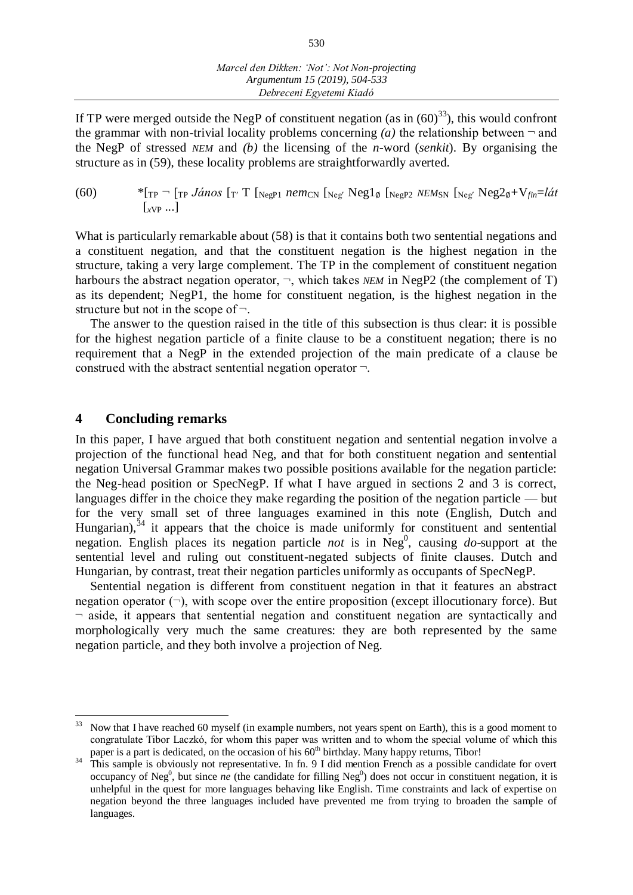If TP were merged outside the NegP of constituent negation (as in (60)[33]), this would confront the grammar with non-trivial locality problems concerning *(a)* the relationship between ¬ and the NegP of stressed *NEM* and *(b)* the licensing of the *n*-word (*senkit*). By organising the structure as in (59), these locality problems are straightforwardly averted.

(60) *[$_{TP}$ ¬ [$_{TP}$ *János* [$_{T'}$ T [$_{NegP1}$ *nem*$_{CN}$ [$_{Neg'}$ Neg1$_{\emptyset}$ [$_{NegP2}$ *NEM*$_{SN}$ [$_{Neg'}$ Neg2$_{\emptyset}$+V$_{fin}$=*lát* [$_{xVP}$ ...]

What is particularly remarkable about (58) is that it contains both two sentential negations and a constituent negation, and that the constituent negation is the highest negation in the structure, taking a very large complement. The TP in the complement of constituent negation harbours the abstract negation operator, ¬, which takes *NEM* in NegP2 (the complement of T) as its dependent; NegP1, the home for constituent negation, is the highest negation in the structure but not in the scope of ¬.

The answer to the question raised in the title of this subsection is thus clear: it is possible for the highest negation particle of a finite clause to be a constituent negation; there is no requirement that a NegP in the extended projection of the main predicate of a clause be construed with the abstract sentential negation operator ¬.

## 4 Concluding remarks

In this paper, I have argued that both constituent negation and sentential negation involve a projection of the functional head Neg, and that for both constituent negation and sentential negation Universal Grammar makes two possible positions available for the negation particle: the Neg-head position or SpecNegP. If what I have argued in sections 2 and 3 is correct, languages differ in the choice they make regarding the position of the negation particle — but for the very small set of three languages examined in this note (English, Dutch and Hungarian),[34] it appears that the choice is made uniformly for constituent and sentential negation. English places its negation particle *not* is in Neg$^0$, causing *do*-support at the sentential level and ruling out constituent-negated subjects of finite clauses. Dutch and Hungarian, by contrast, treat their negation particles uniformly as occupants of SpecNegP.

Sentential negation is different from constituent negation in that it features an abstract negation operator (¬), with scope over the entire proposition (except illocutionary force). But ¬ aside, it appears that sentential negation and constituent negation are syntactically and morphologically very much the same creatures: they are both represented by the same negation particle, and they both involve a projection of Neg.

---

[33] Now that I have reached 60 myself (in example numbers, not years spent on Earth), this is a good moment to congratulate Tibor Laczkó, for whom this paper was written and to whom the special volume of which this paper is a part is dedicated, on the occasion of his 60th birthday. Many happy returns, Tibor!

[34] This sample is obviously not representative. In fn. 9 I did mention French as a possible candidate for overt occupancy of Neg$^0$, but since *ne* (the candidate for filling Neg$^0$) does not occur in constituent negation, it is unhelpful in the quest for more languages behaving like English. Time constraints and lack of expertise on negation beyond the three languages included have prevented me from trying to broaden the sample of languages.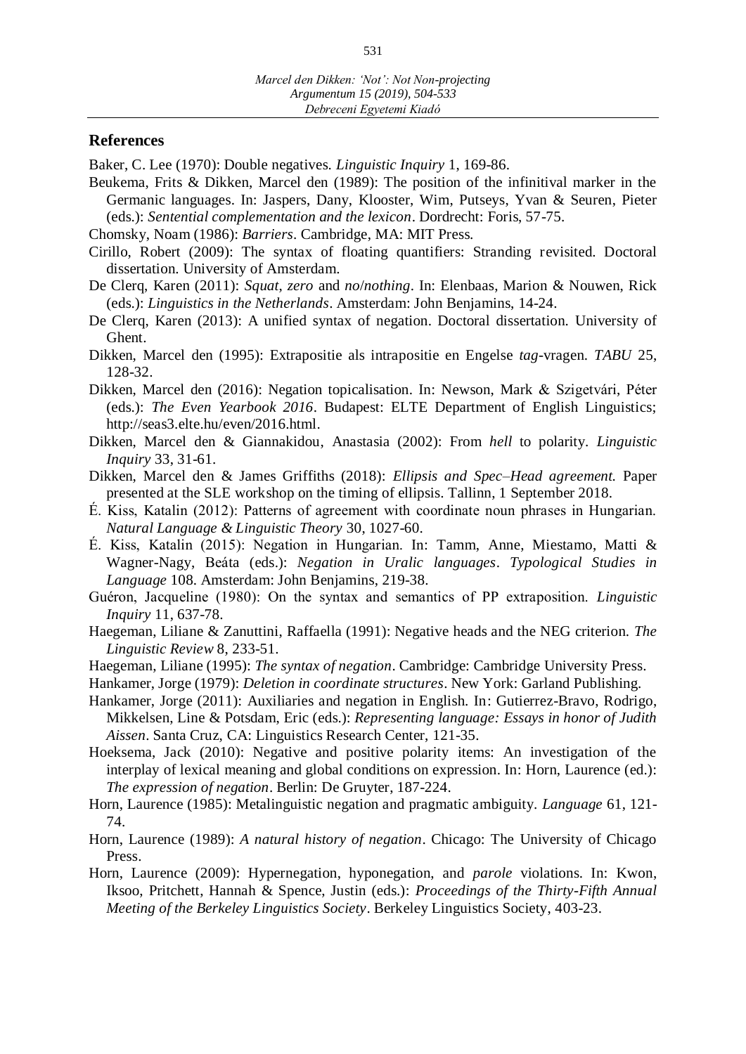## References

Baker, C. Lee (1970): Double negatives. *Linguistic Inquiry* 1, 169-86.

Beukema, Frits & Dikken, Marcel den (1989): The position of the infinitival marker in the Germanic languages. In: Jaspers, Dany, Klooster, Wim, Putseys, Yvan & Seuren, Pieter (eds.): *Sentential complementation and the lexicon*. Dordrecht: Foris, 57-75.

Chomsky, Noam (1986): *Barriers*. Cambridge, MA: MIT Press.

Cirillo, Robert (2009): The syntax of floating quantifiers: Stranding revisited. Doctoral dissertation. University of Amsterdam.

De Clerq, Karen (2011): *Squat*, *zero* and *no*/*nothing*. In: Elenbaas, Marion & Nouwen, Rick (eds.): *Linguistics in the Netherlands*. Amsterdam: John Benjamins, 14-24.

De Clerq, Karen (2013): A unified syntax of negation. Doctoral dissertation. University of Ghent.

Dikken, Marcel den (1995): Extrapositie als intrapositie en Engelse *tag*-vragen. *TABU* 25, 128-32.

Dikken, Marcel den (2016): Negation topicalisation. In: Newson, Mark & Szigetvári, Péter (eds.): *The Even Yearbook 2016*. Budapest: ELTE Department of English Linguistics; http://seas3.elte.hu/even/2016.html.

Dikken, Marcel den & Giannakidou, Anastasia (2002): From *hell* to polarity. *Linguistic Inquiry* 33, 31-61.

Dikken, Marcel den & James Griffiths (2018): *Ellipsis and Spec–Head agreement*. Paper presented at the SLE workshop on the timing of ellipsis. Tallinn, 1 September 2018.

É. Kiss, Katalin (2012): Patterns of agreement with coordinate noun phrases in Hungarian. *Natural Language & Linguistic Theory* 30, 1027-60.

É. Kiss, Katalin (2015): Negation in Hungarian. In: Tamm, Anne, Miestamo, Matti & Wagner-Nagy, Beáta (eds.): *Negation in Uralic languages*. *Typological Studies in Language* 108. Amsterdam: John Benjamins, 219-38.

Guéron, Jacqueline (1980): On the syntax and semantics of PP extraposition. *Linguistic Inquiry* 11, 637-78.

Haegeman, Liliane & Zanuttini, Raffaella (1991): Negative heads and the NEG criterion. *The Linguistic Review* 8, 233-51.

Haegeman, Liliane (1995): *The syntax of negation*. Cambridge: Cambridge University Press.

Hankamer, Jorge (1979): *Deletion in coordinate structures*. New York: Garland Publishing.

Hankamer, Jorge (2011): Auxiliaries and negation in English. In: Gutierrez-Bravo, Rodrigo, Mikkelsen, Line & Potsdam, Eric (eds.): *Representing language: Essays in honor of Judith Aissen*. Santa Cruz, CA: Linguistics Research Center, 121-35.

Hoeksema, Jack (2010): Negative and positive polarity items: An investigation of the interplay of lexical meaning and global conditions on expression. In: Horn, Laurence (ed.): *The expression of negation*. Berlin: De Gruyter, 187-224.

Horn, Laurence (1985): Metalinguistic negation and pragmatic ambiguity. *Language* 61, 121-74.

Horn, Laurence (1989): *A natural history of negation*. Chicago: The University of Chicago Press.

Horn, Laurence (2009): Hypernegation, hyponegation, and *parole* violations. In: Kwon, Iksoo, Pritchett, Hannah & Spence, Justin (eds.): *Proceedings of the Thirty-Fifth Annual Meeting of the Berkeley Linguistics Society*. Berkeley Linguistics Society, 403-23.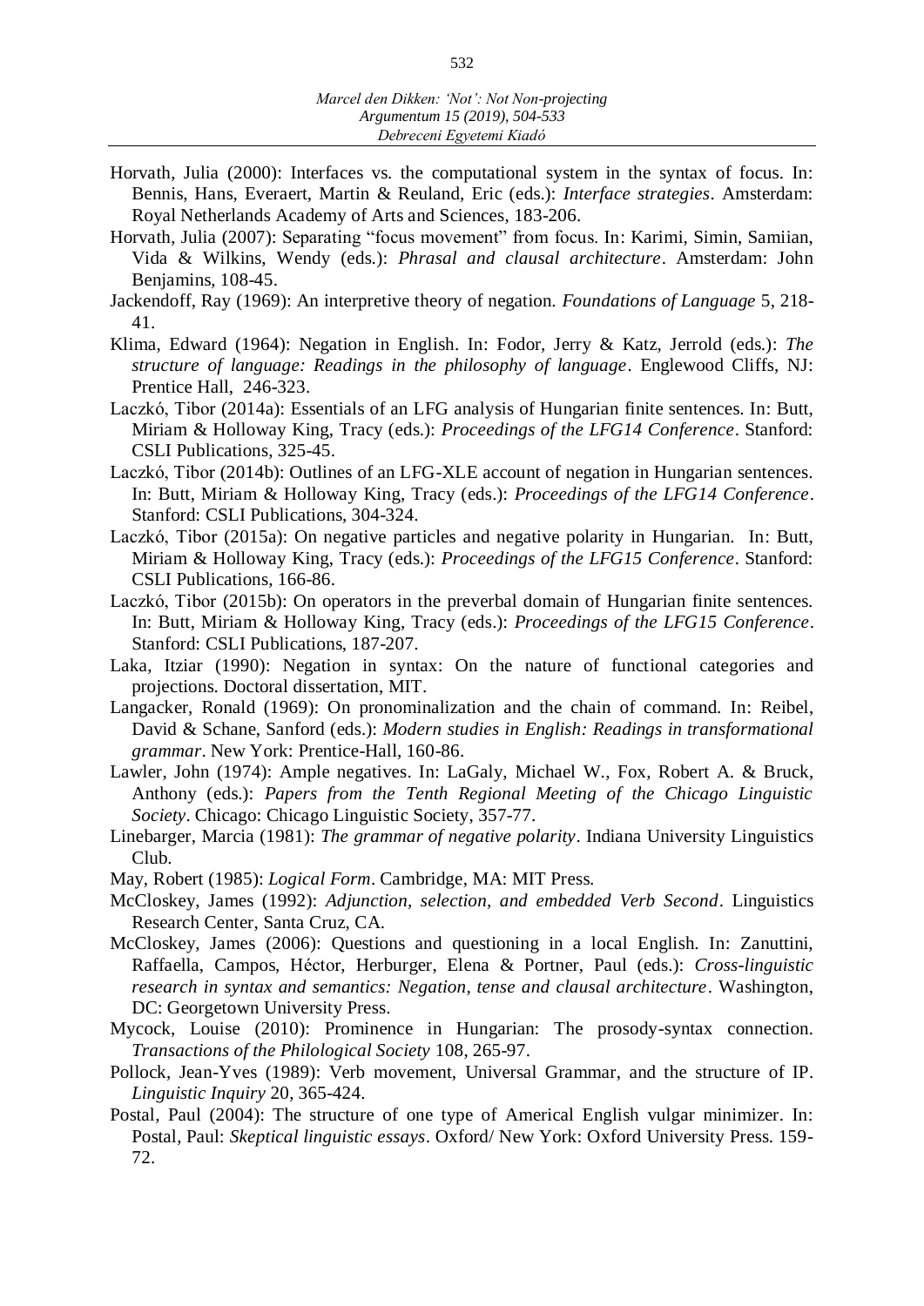Horvath, Julia (2000): Interfaces vs. the computational system in the syntax of focus. In: Bennis, Hans, Everaert, Martin & Reuland, Eric (eds.): *Interface strategies*. Amsterdam: Royal Netherlands Academy of Arts and Sciences, 183-206.

Horvath, Julia (2007): Separating "focus movement" from focus. In: Karimi, Simin, Samiian, Vida & Wilkins, Wendy (eds.): *Phrasal and clausal architecture*. Amsterdam: John Benjamins, 108-45.

Jackendoff, Ray (1969): An interpretive theory of negation. *Foundations of Language* 5, 218-41.

Klima, Edward (1964): Negation in English. In: Fodor, Jerry & Katz, Jerrold (eds.): *The structure of language: Readings in the philosophy of language*. Englewood Cliffs, NJ: Prentice Hall, 246-323.

Laczkó, Tibor (2014a): Essentials of an LFG analysis of Hungarian finite sentences. In: Butt, Miriam & Holloway King, Tracy (eds.): *Proceedings of the LFG14 Conference*. Stanford: CSLI Publications, 325-45.

Laczkó, Tibor (2014b): Outlines of an LFG-XLE account of negation in Hungarian sentences. In: Butt, Miriam & Holloway King, Tracy (eds.): *Proceedings of the LFG14 Conference*. Stanford: CSLI Publications, 304-324.

Laczkó, Tibor (2015a): On negative particles and negative polarity in Hungarian. In: Butt, Miriam & Holloway King, Tracy (eds.): *Proceedings of the LFG15 Conference*. Stanford: CSLI Publications, 166-86.

Laczkó, Tibor (2015b): On operators in the preverbal domain of Hungarian finite sentences. In: Butt, Miriam & Holloway King, Tracy (eds.): *Proceedings of the LFG15 Conference*. Stanford: CSLI Publications, 187-207.

Laka, Itziar (1990): Negation in syntax: On the nature of functional categories and projections. Doctoral dissertation, MIT.

Langacker, Ronald (1969): On pronominalization and the chain of command. In: Reibel, David & Schane, Sanford (eds.): *Modern studies in English: Readings in transformational grammar*. New York: Prentice-Hall, 160-86.

Lawler, John (1974): Ample negatives. In: LaGaly, Michael W., Fox, Robert A. & Bruck, Anthony (eds.): *Papers from the Tenth Regional Meeting of the Chicago Linguistic Society*. Chicago: Chicago Linguistic Society, 357-77.

Linebarger, Marcia (1981): *The grammar of negative polarity*. Indiana University Linguistics Club.

May, Robert (1985): *Logical Form*. Cambridge, MA: MIT Press.

McCloskey, James (1992): *Adjunction, selection, and embedded Verb Second*. Linguistics Research Center, Santa Cruz, CA.

McCloskey, James (2006): Questions and questioning in a local English. In: Zanuttini, Raffaella, Campos, Héctor, Herburger, Elena & Portner, Paul (eds.): *Cross-linguistic research in syntax and semantics: Negation, tense and clausal architecture*. Washington, DC: Georgetown University Press.

Mycock, Louise (2010): Prominence in Hungarian: The prosody-syntax connection. *Transactions of the Philological Society* 108, 265-97.

Pollock, Jean-Yves (1989): Verb movement, Universal Grammar, and the structure of IP. *Linguistic Inquiry* 20, 365-424.

Postal, Paul (2004): The structure of one type of Americal English vulgar minimizer. In: Postal, Paul: *Skeptical linguistic essays*. Oxford/ New York: Oxford University Press. 159-72.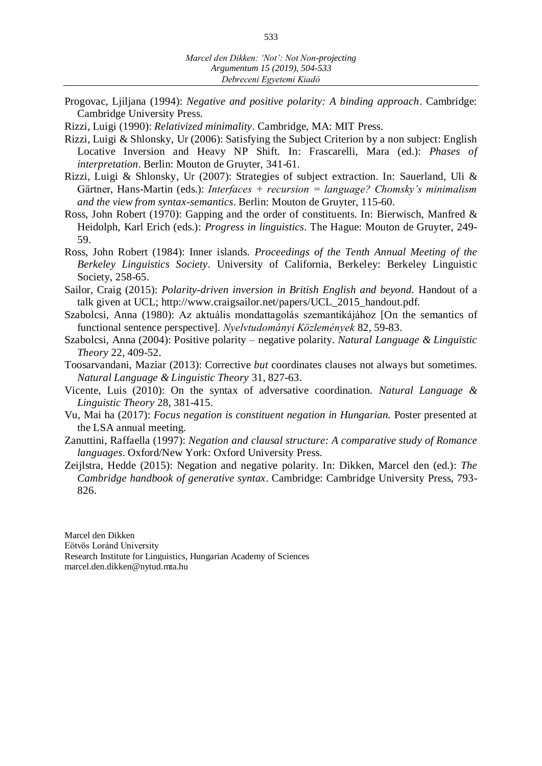Progovac, Ljiljana (1994): *Negative and positive polarity: A binding approach*. Cambridge: Cambridge University Press.

Rizzi, Luigi (1990): *Relativized minimality*. Cambridge, MA: MIT Press.

Rizzi, Luigi & Shlonsky, Ur (2006): Satisfying the Subject Criterion by a non subject: English Locative Inversion and Heavy NP Shift. In: Frascarelli, Mara (ed.): *Phases of interpretation*. Berlin: Mouton de Gruyter, 341-61.

Rizzi, Luigi & Shlonsky, Ur (2007): Strategies of subject extraction. In: Sauerland, Uli & Gärtner, Hans-Martin (eds.): *Interfaces + recursion = language? Chomsky's minimalism and the view from syntax-semantics*. Berlin: Mouton de Gruyter, 115-60.

Ross, John Robert (1970): Gapping and the order of constituents. In: Bierwisch, Manfred & Heidolph, Karl Erich (eds.): *Progress in linguistics*. The Hague: Mouton de Gruyter, 249-59.

Ross, John Robert (1984): Inner islands. *Proceedings of the Tenth Annual Meeting of the Berkeley Linguistics Society*. University of California, Berkeley: Berkeley Linguistic Society, 258-65.

Sailor, Craig (2015): *Polarity-driven inversion in British English and beyond*. Handout of a talk given at UCL; http://www.craigsailor.net/papers/UCL_2015_handout.pdf.

Szabolcsi, Anna (1980): Az aktuális mondattagolás szemantikájához [On the semantics of functional sentence perspective]. *Nyelvtudományi Közlemények* 82, 59-83.

Szabolcsi, Anna (2004): Positive polarity – negative polarity. *Natural Language & Linguistic Theory* 22, 409-52.

Toosarvandani, Maziar (2013): Corrective *but* coordinates clauses not always but sometimes. *Natural Language & Linguistic Theory* 31, 827-63.

Vicente, Luis (2010): On the syntax of adversative coordination. *Natural Language & Linguistic Theory* 28, 381-415.

Vu, Mai ha (2017): *Focus negation is constituent negation in Hungarian*. Poster presented at the LSA annual meeting.

Zanuttini, Raffaella (1997): *Negation and clausal structure: A comparative study of Romance languages*. Oxford/New York: Oxford University Press.

Zeijlstra, Hedde (2015): Negation and negative polarity. In: Dikken, Marcel den (ed.): *The Cambridge handbook of generative syntax*. Cambridge: Cambridge University Press, 793-826.

Marcel den Dikken
Eötvös Loránd University
Research Institute for Linguistics, Hungarian Academy of Sciences
marcel.den.dikken@nytud.mta.hu